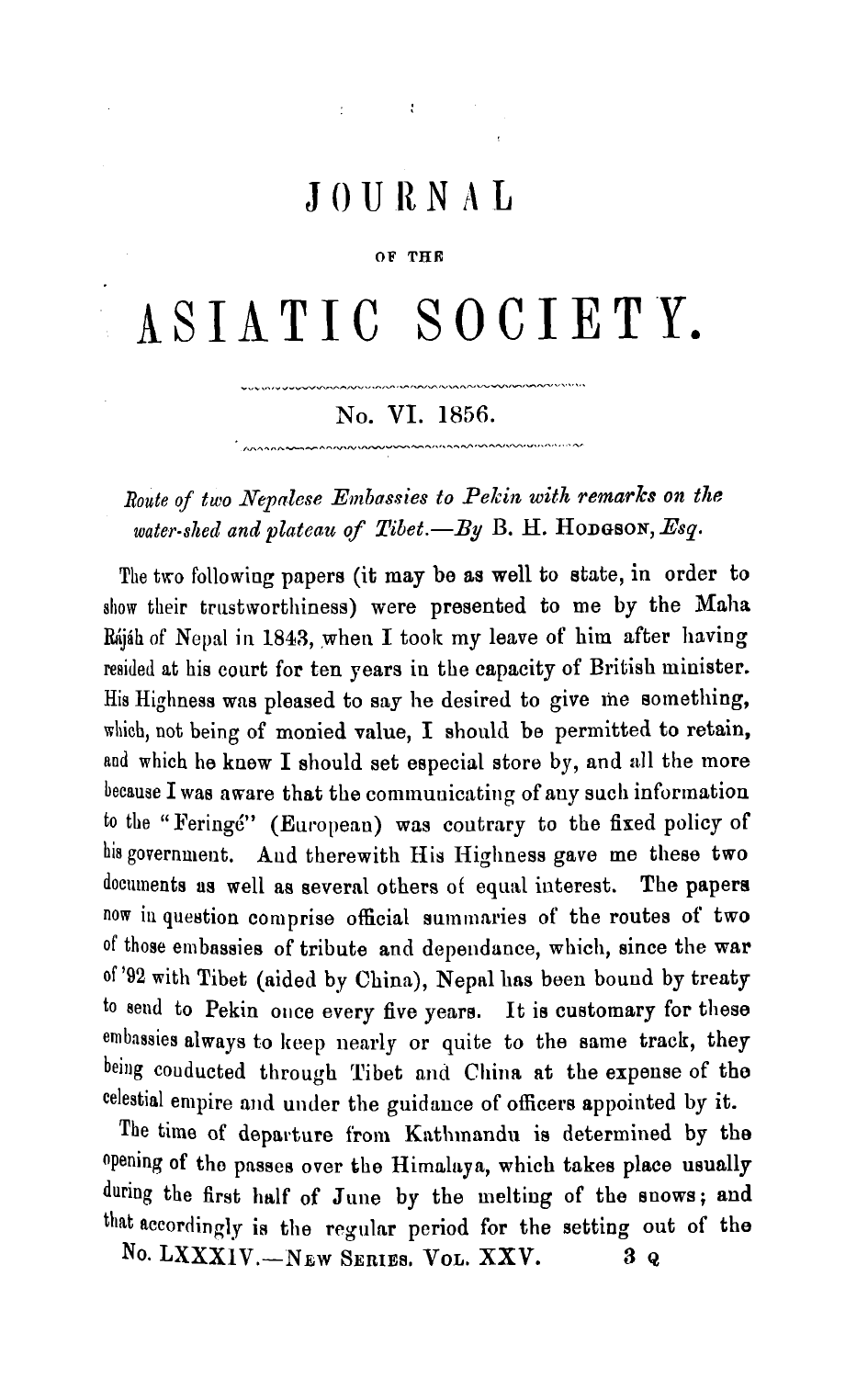# JOURNAL

OF THE

# ASIATIC SOCIETY.

No. VI. 1856.

## *Route of two Nepalese Embassies to Pekin with remarks on the water-shed and plateau of Tibet.—By* B. H. HODGSON, *Esq.*

The two following papers (it may be as well to state, in order to show their trustworthiness) were presented to me by the Maha Rájáh of Nepal in 1843, when I took my leave of him after having resided at his court for ten years in the capacity of British minister. His Highness was pleased to say he desired to give me something, which, not being of monied value, I should be permitted to retain, and which he knew I should set especial store by, and all the more because I was aware that the communicating of any such information to the "Feringé" (European) was contrary to the fixed policy of his government. And therewith His Highness gave me these two documents as well as several others of equal interest. The papers now in question comprise official summaries of the routes of two of those embassies of tribute and dependance, which, since the war of '92 with Tibet (aided by China), Nepal has been bound by treaty to send to Pekin once every five years. It is customary for these embassies always to keep nearly or quite to the same track, they being conducted through Tibet and China at the expense of the celestial empire and under the guidance of officers appointed by it.

The time of departure from Kathmandu is determined by the opening of the passes over the Himalaya, which takes place usually during the first half of June by the melting of the snows; and that accordingly is the regular period for the setting out of the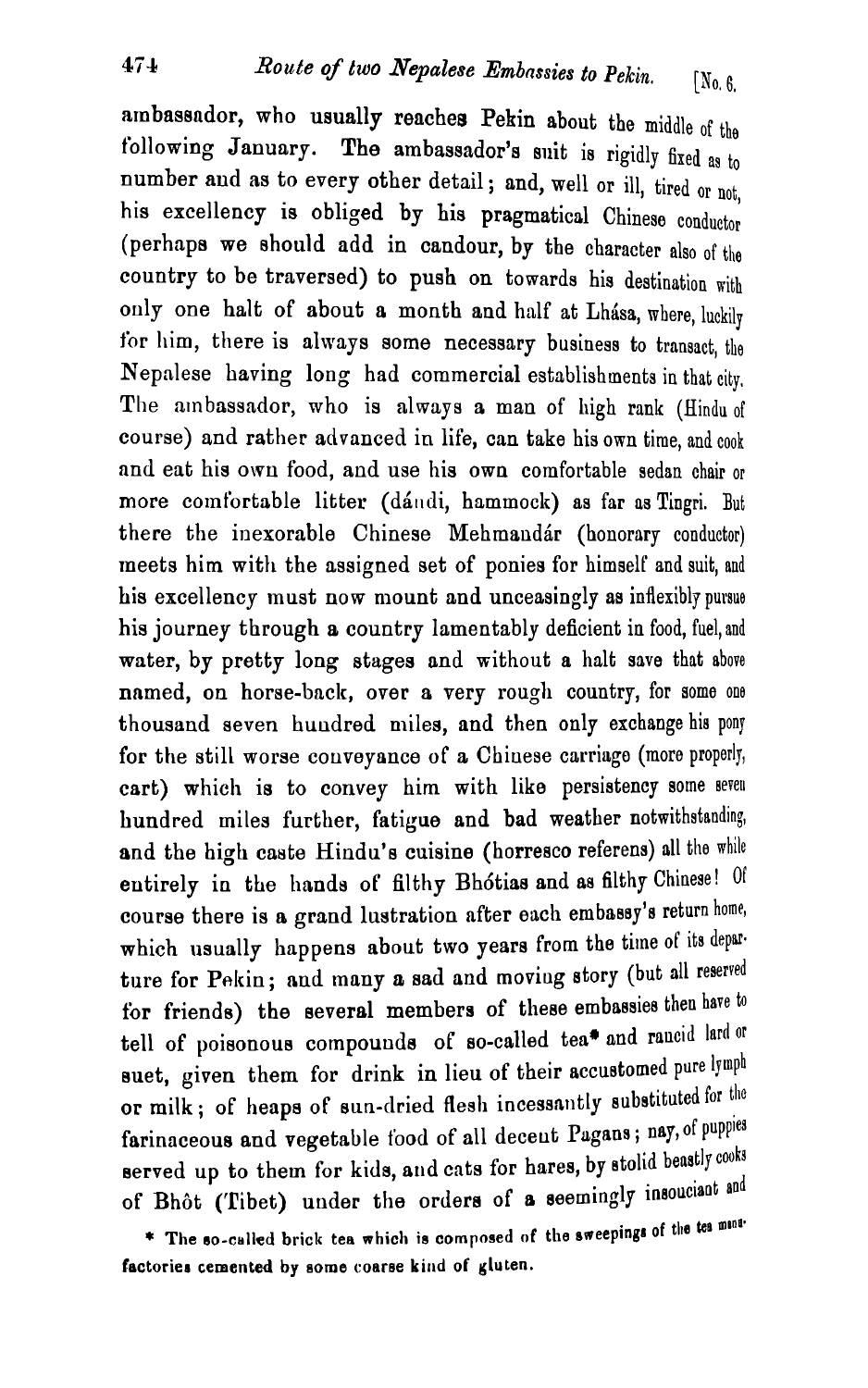ambassador, who usually reaches Pekin about the middle of the following January. The ambassador's suit is rigidly fixed as to number and as to every other detail; and, well or ill, tired or not, his excellency is obliged by his pragmatical Chinese conductor (perhaps we should add in candour, by the character also of the country to be traversed) to push on towards his destination with only one halt of about a month and half at Lhása, where, luckily for him, there is always some necessary business to transact, the Nepalese having long had commercial establishments in that city. The ambassador, who is always a man of high rank (Hindu of course) and rather advanced in life, can take his own time, and cook and eat his own food, and use his own comfortable sedan chair or more comfortable litter (dáudi, hammock) as far as Tingri. But there the inexorable Chinese Mehmandár (honorary conductor) meets him with the assigned set of ponies for himself and suit, and his excellency must now mount and unceasingly as inflexibly pursue his journey through a country lamentably deficient in food, fuel, and water, by pretty long stages and without a halt save that above named, on horse-back, over a very rough country, for some one thousand seven hundred miles, and then only exchange his pony for the still worse conveyance of a Chinese carriage (more properly, cart) which is to convey him with like persistency some seven hundred miles further, fatigue and bad weather notwithstanding, and the high caste Hindu's cuisine (horresco referens) all the while entirely in the hands of filthy Bhótias and as filthy Chinese! Of course there is a grand lustration after each embassy's return home, which usually happens about two years from the time of its departure for Pekin; and many a sad and moving story (but all reserved for friends) the several members of these embassies then have to tell of poisonous compounds of so-called tea* and rancid lard or suet, given them for drink in lieu of their accustomed pure lymph or milk; of heaps of sun-dried flesh incessantly substituted for the farinaceous and vegetable food of all decent Pagans; nay, of puppies served up to them for kids, and cats for hares, by stolid beastly cooks of Bhôt (Tibet) under the orders of a seemingly insouciant and

* The so-called brick tea which is composed of the sweepings of the tea manufactories cemented by some coarse kind of gluten.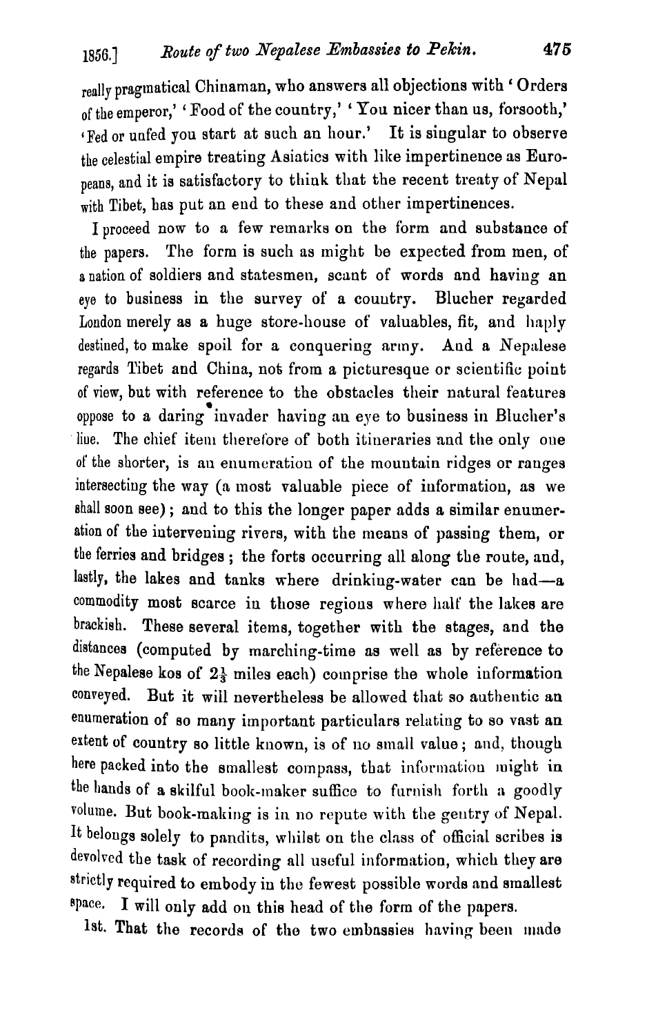really pragmatical Chinaman, who answers all objections with 'Orders of the emperor,' 'Food of the country,' 'You nicer than us, forsooth,' 'Fed or unfed you start at such an hour.' It is singular to observe the celestial empire treating Asiatics with like impertinence as Europeans, and it is satisfactory to think that the recent treaty of Nepal with Tibet, has put an end to these and other impertinences.

I proceed now to a few remarks on the form and substance of the papers. The form is such as might be expected from men, of a nation of soldiers and statesmen, scant of words and having an eye to business in the survey of a country. Blucher regarded London merely as a huge store-house of valuables, fit, and haply destined, to make spoil for a conquering army. And a Nepalese regards Tibet and China, not from a picturesque or scientific point of view, but with reference to the obstacles their natural features oppose to a daring invader having an eye to business in Blucher's line. The chief item therefore of both itineraries and the only one of the shorter, is an enumeration of the mountain ridges or ranges intersecting the way (a most valuable piece of information, as we shall soon see); and to this the longer paper adds a similar enumeration of the intervening rivers, with the means of passing them, or the ferries and bridges; the forts occurring all along the route, and, lastly, the lakes and tanks where drinking-water can be had—a commodity most scarce in those regions where half the lakes are brackish. These several items, together with the stages, and the distances (computed by marching-time as well as by reference to the Nepalese kos of $2\frac{1}{3}$ miles each) comprise the whole information conveyed. But it will nevertheless be allowed that so authentic an enumeration of so many important particulars relating to so vast an extent of country so little known, is of no small value; and, though here packed into the smallest compass, that information might in the hands of a skilful book-maker suffice to furnish forth a goodly volume. But book-making is in no repute with the gentry of Nepal. It belongs solely to pandits, whilst on the class of official scribes is devolved the task of recording all useful information, which they are strictly required to embody in the fewest possible words and smallest space. I will only add on this head of the form of the papers.

1st. That the records of the two embassies having been made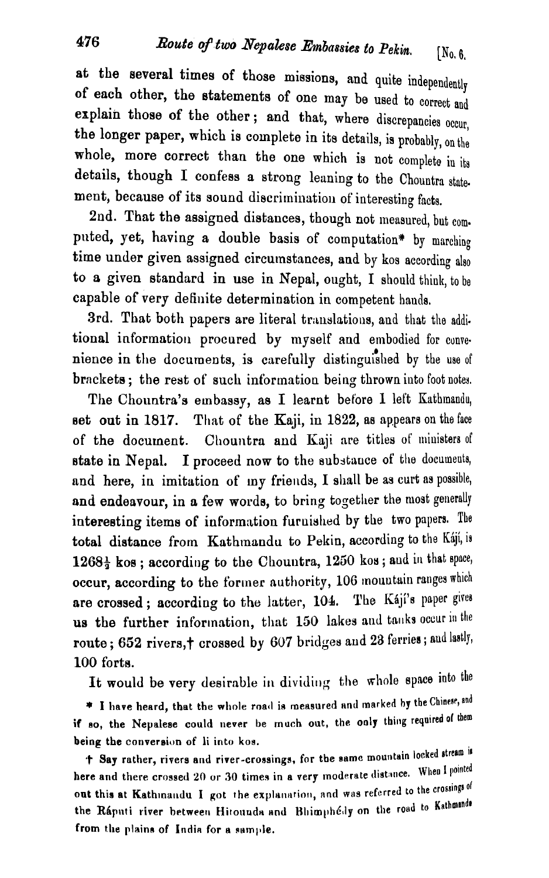at the several times of those missions, and quite independently of each other, the statements of one may be used to correct and explain those of the other; and that, where discrepancies occur, the longer paper, which is complete in its details, is probably, on the whole, more correct than the one which is not complete in its details, though I confess a strong leaning to the Chountra statement, because of its sound discrimination of interesting facts.

2nd. That the assigned distances, though not measured, but computed, yet, having a double basis of computation* by marching time under given assigned circumstances, and by kos according also to a given standard in use in Nepal, ought, I should think, to be capable of very definite determination in competent hands.

3rd. That both papers are literal translations, and that the additional information procured by myself and embodied for convenience in the documents, is carefully distinguished by the use of brackets; the rest of such information being thrown into foot notes.

The Chountra's embassy, as I learnt before I left Kathmandu, set out in 1817. That of the Kaji, in 1822, as appears on the face of the document. Chountra and Kaji are titles of ministers of state in Nepal. I proceed now to the substance of the documents, and here, in imitation of my friends, I shall be as curt as possible, and endeavour, in a few words, to bring together the most generally interesting items of information furnished by the two papers. The total distance from Kathmandu to Pekin, according to the Kájí, is 1268½ kos; according to the Chountra, 1250 kos; and in that space, occur, according to the former authority, 106 mountain ranges which are crossed; according to the latter, 104. The Kájí's paper gives us the further information, that 150 lakes and tanks occur in the route; 652 rivers,† crossed by 607 bridges and 23 ferries; and lastly, 100 forts.

It would be very desirable in dividing the whole space into the

\* I have heard, that the whole road is measured and marked by the Chinese, and if so, the Nepalese could never be much out, the only thing required of them being the conversion of li into kos.

† Say rather, rivers and river-crossings, for the same mountain locked stream is here and there crossed 20 or 30 times in a very moderate distance. When I pointed out this at Kathmandu I got the explanation, and was referred to the crossings of the Ráputi river between Hitounda and Bhimphédy on the road to Kathmandu from the plains of India for a sample.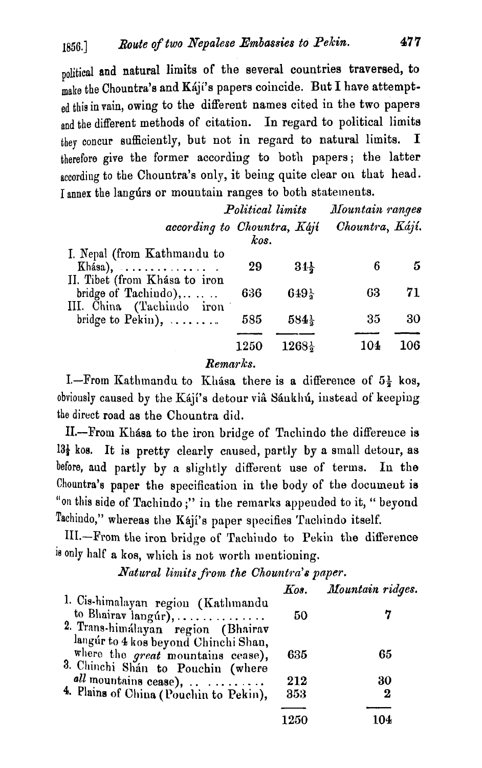political and natural limits of the several countries traversed, to make the Chountra's and Káji's papers coincide. But I have attempted this in vain, owing to the different names cited in the two papers and the different methods of citation. In regard to political limits they concur sufficiently, but not in regard to natural limits. I therefore give the former according to both papers; the latter according to the Chountra's only, it being quite clear on that head. I annex the langúrs or mountain ranges to both statements.

| | *Political limits according to* Chountra, | Kájí | *Mountain ranges* Chountra, | Kájí. |
|---|---|---|---|---|
| | *kos.* | | | |
| I. Nepal (from Kathmandu to Khása), . . . . . . . . . . . . . | 29 | 34½ | 6 | 5 |
| II. Tibet (from Khása to iron bridge of Tachiudo),. . . . . . | 636 | 649½ | 63 | 71 |
| III. China (Tachiudo iron bridge to Pekin), . . . . . . . . | 585 | 584½ | 35 | 30 |
| | 1250 | 1268½ | 104 | 106 |

*Remarks.*

I.—From Kathmandu to Khása there is a difference of 5½ kos, obviously caused by the Kájí's detour viâ Sánkhú, instead of keeping the direct road as the Chountra did.

II.—From Khása to the iron bridge of Tachindo the difference is 13½ kos. It is pretty clearly caused, partly by a small detour, as before, and partly by a slightly different use of terms. In the Chountra's paper the specification in the body of the document is "on this side of Tachindo;" in the remarks appended to it, "beyond Tachindo," whereas the Kájí's paper specifies Tachindo itself.

III.—From the iron bridge of Tachindo to Pekin the difference is only half a kos, which is not worth mentioning.

*Natural limits from the Chountra's paper.*

| | *Kos.* | *Mountain ridges.* |
|---|---|---|
| 1. Cis-himalayan region (Kathmandu to Bhairav langúr), . . . . . . . . . . . . | 50 | 7 |
| 2. Trans-himálayan region (Bhairav langúr to 4 kos beyond Chinchi Shan, where the *great* mountains cease), | 635 | 65 |
| 3. Chinchi Shán to Pouchin (where *all* mountains cease), . . . . . . . . . | 212 | 30 |
| 4. Plains of China (Pouchin to Pekin), | 353 | 2 |
| | 1250 | 104 |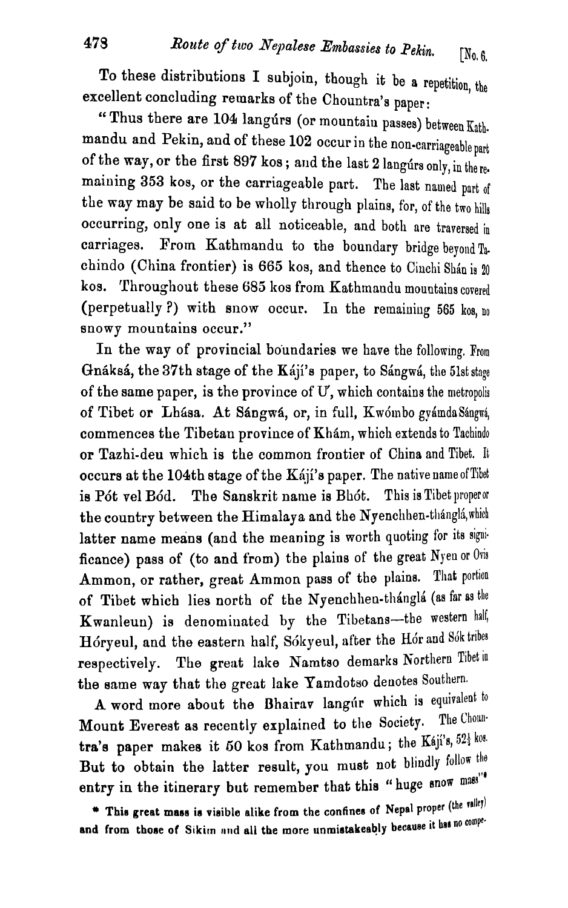To these distributions I subjoin, though it be a repetition, the excellent concluding remarks of the Chountra's paper:

"Thus there are 104 langúrs (or mountain passes) between Kathmandu and Pekin, and of these 102 occur in the non-carriageable part of the way, or the first 897 kos; and the last 2 langúrs only, in the remaining 353 kos, or the carriageable part. The last named part of the way may be said to be wholly through plains, for, of the two hills occurring, only one is at all noticeable, and both are traversed in carriages. From Kathmandu to the boundary bridge beyond Tachindo (China frontier) is 665 kos, and thence to Cinchi Shán is 20 kos. Throughout these 685 kos from Kathmandu mountains covered (perpetually ?) with snow occur. In the remaining 565 kos, no snowy mountains occur."

In the way of provincial boundaries we have the following. From Gnáksá, the 37th stage of the Kájí's paper, to Sángwá, the 51st stage of the same paper, is the province of U', which contains the metropolis of Tibet or Lhása. At Sángwá, or, in full, Kwómbo gyámda Sángwá, commences the Tibetan province of Khám, which extends to Tachindo or Tazhi-deu which is the common frontier of China and Tibet. It occurs at the 104th stage of the Kájí's paper. The native name of Tibet is Pót vel Bód. The Sanskrit name is Bhót. This is Tibet proper or the country between the Himalaya and the Nyenchhen-thánglá, which latter name means (and the meaning is worth quoting for its significance) pass of (to and from) the plains of the great Nyen or Ovis Ammon, or rather, great Ammon pass of the plains. That portion of Tibet which lies north of the Nyenchhen-thánglá (as far as the Kwanleun) is denominated by the Tibetans—the western half, Hóryeul, and the eastern half, Sókyeul, after the Hór and Sók tribes respectively. The great lake Namtso demarks Northern Tibet in the same way that the great lake Yamdotso denotes Southern.

A word more about the Bhairav langúr which is equivalent to Mount Everest as recently explained to the Society. The Chountra's paper makes it 50 kos from Kathmandu; the Kájí's, $52\frac{1}{2}$ kos. But to obtain the latter result, you must not blindly follow the entry in the itinerary but remember that this "huge snow mass"*

* This great mass is visible alike from the confines of Nepal proper (the valley) and from those of Sikim and all the more unmistakeably because it has no compe-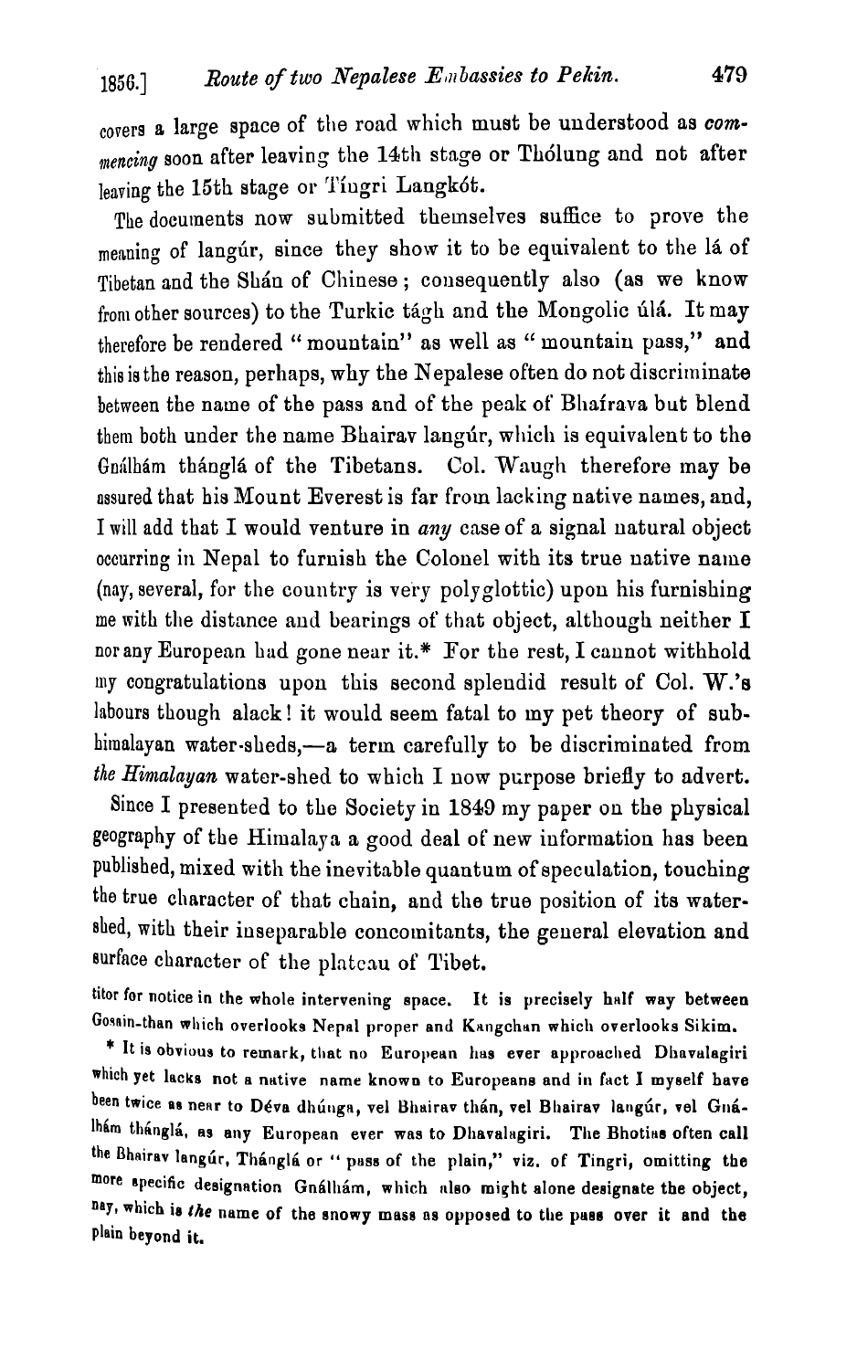covers a large space of the road which must be understood as *commencing* soon after leaving the 14th stage or Thólung and not after leaving the 15th stage or Tíngri Langkót.

The documents now submitted themselves suffice to prove the meaning of langúr, since they show it to be equivalent to the lá of Tibetan and the Shán of Chinese; consequently also (as we know from other sources) to the Turkic tágh and the Mongolic úlá. It may therefore be rendered "mountain" as well as "mountain pass," and this is the reason, perhaps, why the Nepalese often do not discriminate between the name of the pass and of the peak of Bhaírava but blend them both under the name Bhairav langúr, which is equivalent to the Gnálhám thánglá of the Tibetans. Col. Waugh therefore may be assured that his Mount Everest is far from lacking native names, and, I will add that I would venture in *any* case of a signal natural object occurring in Nepal to furnish the Colonel with its true native name (nay, several, for the country is very polyglottic) upon his furnishing me with the distance and bearings of that object, although neither I nor any European had gone near it.* For the rest, I cannot withhold my congratulations upon this second splendid result of Col. W.'s labours though alack! it would seem fatal to my pet theory of sub-himalayan water-sheds,—a term carefully to be discriminated from *the Himalayan* water-shed to which I now purpose briefly to advert.

Since I presented to the Society in 1849 my paper on the physical geography of the Himalaya a good deal of new information has been published, mixed with the inevitable quantum of speculation, touching the true character of that chain, and the true position of its water-shed, with their inseparable concomitants, the general elevation and surface character of the plateau of Tibet.

titor for notice in the whole intervening space. It is precisely half way between Gosain-than which overlooks Nepal proper and Kangchan which overlooks Sikim.

\* It is obvious to remark, that no European has ever approached Dhavalagiri which yet lacks not a native name known to Europeans and in fact I myself have been twice as near to Déva dhúnga, vel Bhairav thán, vel Bhairav langúr, vel Gnálhám thánglá, as any European ever was to Dhavalagiri. The Bhotias often call the Bhairav langúr, Thánglá or "pass of the plain," viz. of Tingri, omitting the more specific designation Gnálhám, which also might alone designate the object, nay, which is *the* name of the snowy mass as opposed to the pass over it and the plain beyond it.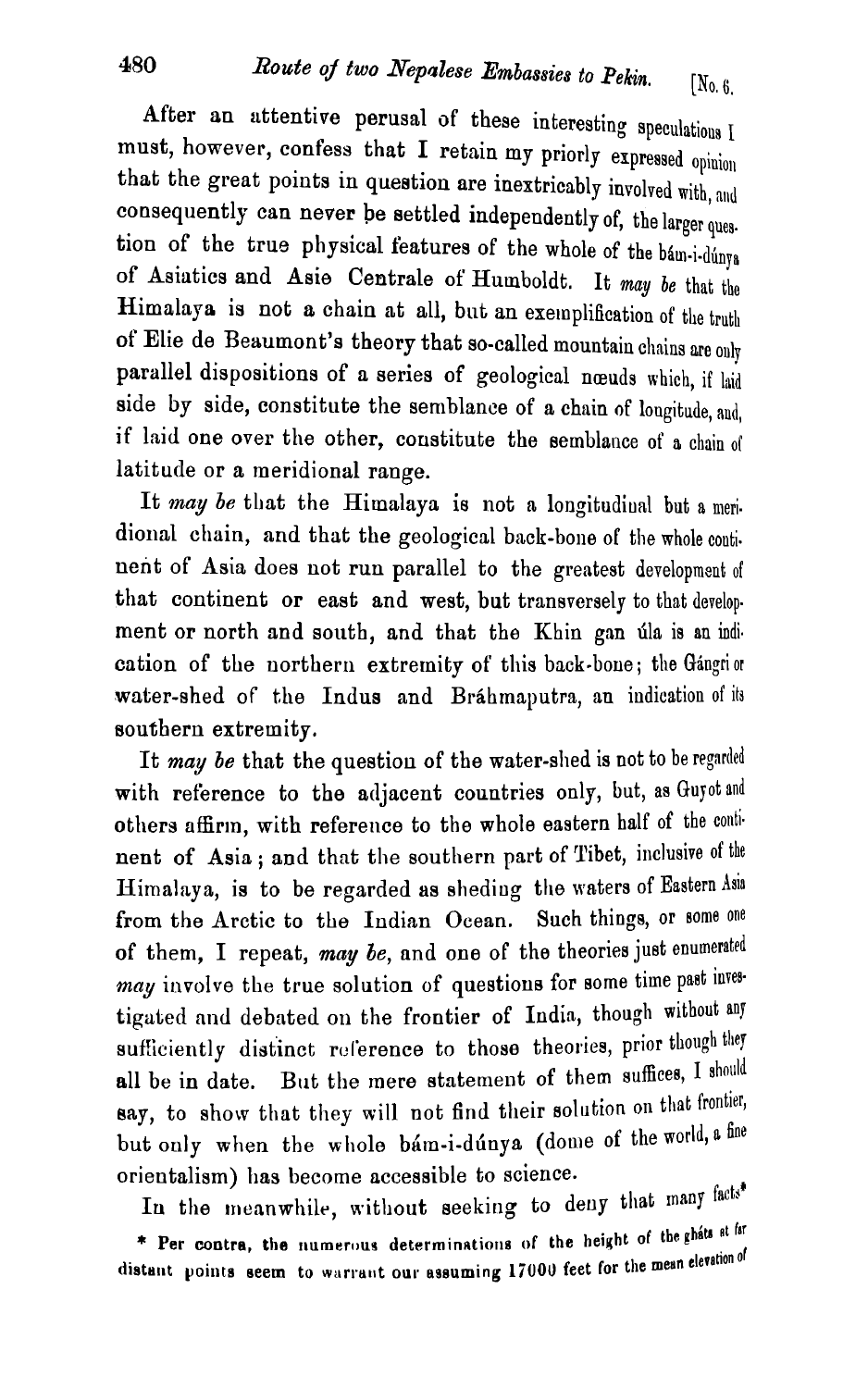After an attentive perusal of these interesting speculations I must, however, confess that I retain my priorly expressed opinion that the great points in question are inextricably involved with, and consequently can never be settled independently of, the larger question of the true physical features of the whole of the bám-i-dúnya of Asiatics and Asie Centrale of Humboldt. It *may be* that the Himalaya is not a chain at all, but an exemplification of the truth of Elie de Beaumont's theory that so-called mountain chains are only parallel dispositions of a series of geological nœuds which, if laid side by side, constitute the semblance of a chain of longitude, and, if laid one over the other, constitute the semblance of a chain of latitude or a meridional range.

It *may be* that the Himalaya is not a longitudinal but a meridional chain, and that the geological back-bone of the whole continent of Asia does not run parallel to the greatest development of that continent or east and west, but transversely to that development or north and south, and that the Khin gan úla is an indication of the northern extremity of this back-bone; the Gángri or water-shed of the Indus and Bráhmaputra, an indication of its southern extremity.

It *may be* that the question of the water-shed is not to be regarded with reference to the adjacent countries only, but, as Guyot and others affirm, with reference to the whole eastern half of the continent of Asia; and that the southern part of Tibet, inclusive of the Himalaya, is to be regarded as sheding the waters of Eastern Asia from the Arctic to the Indian Ocean. Such things, or some one of them, I repeat, *may be*, and one of the theories just enumerated *may* involve the true solution of questions for some time past investigated and debated on the frontier of India, though without any sufficiently distinct reference to those theories, prior though they all be in date. But the mere statement of them suffices, I should say, to show that they will not find their solution on that frontier, but only when the whole bám-i-dúnya (dome of the world, a fine orientalism) has become accessible to science.

In the meanwhile, without seeking to deny that many facts*

* Per contra, the numerous determinations of the height of the gháts at far distant points seem to warrant our assuming 17000 feet for the mean elevation of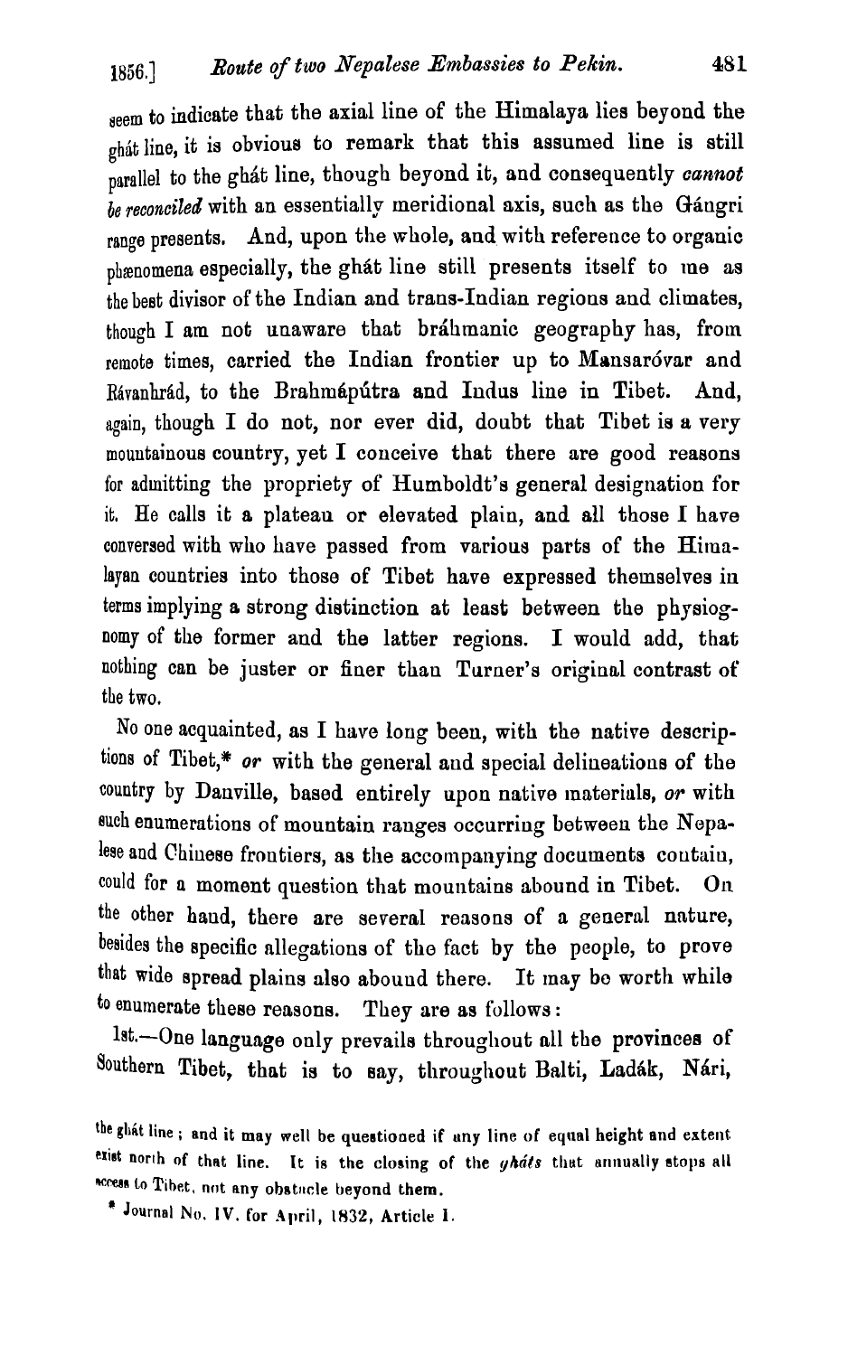seem to indicate that the axial line of the Himalaya lies beyond the ghát line, it is obvious to remark that this assumed line is still parallel to the ghát line, though beyond it, and consequently *cannot be reconciled* with an essentially meridional axis, such as the Gángri range presents. And, upon the whole, and with reference to organic phænomena especially, the ghát line still presents itself to me as the best divisor of the Indian and trans-Indian regions and climates, though I am not unaware that bráhmanic geography has, from remote times, carried the Indian frontier up to Mansaróvar and Rávanhrád, to the Brahmápútra and Indus line in Tibet. And, again, though I do not, nor ever did, doubt that Tibet is a very mountainous country, yet I conceive that there are good reasons for admitting the propriety of Humboldt's general designation for it. He calls it a plateau or elevated plain, and all those I have conversed with who have passed from various parts of the Himalayan countries into those of Tibet have expressed themselves in terms implying a strong distinction at least between the physiognomy of the former and the latter regions. I would add, that nothing can be juster or finer than Turner's original contrast of the two.

No one acquainted, as I have long been, with the native descriptions of Tibet,* *or* with the general and special delineations of the country by Danville, based entirely upon native materials, *or* with such enumerations of mountain ranges occurring between the Nepalese and Chinese frontiers, as the accompanying documents contain, could for a moment question that mountains abound in Tibet. On the other hand, there are several reasons of a general nature, besides the specific allegations of the fact by the people, to prove that wide spread plains also abound there. It may be worth while to enumerate these reasons. They are as follows:

1st.—One language only prevails throughout all the provinces of Southern Tibet, that is to say, throughout Balti, Ladák, Nári,

the ghát line; and it may well be questioned if any line of equal height and extent exist north of that line. It is the closing of the *gháts* that annually stops all access to Tibet, not any obstacle beyond them.

* Journal No. IV. for April, 1832, Article I.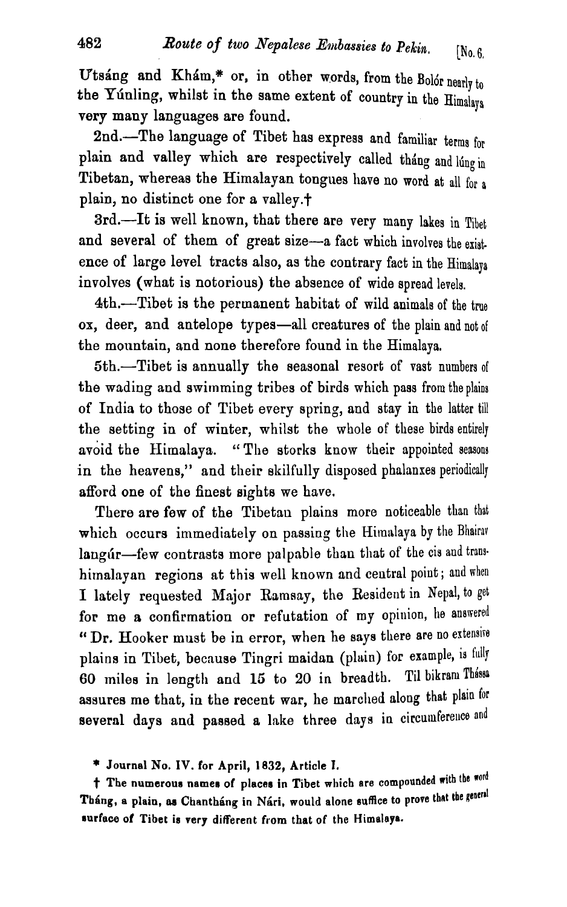Utsáng and Khám,* or, in other words, from the Bolór nearly to the Yúnling, whilst in the same extent of country in the Himalaya very many languages are found.

2nd.—The language of Tibet has express and familiar terms for plain and valley which are respectively called tháng and lúng in Tibetan, whereas the Himalayan tongues have no word at all for a plain, no distinct one for a valley.†

3rd.—It is well known, that there are very many lakes in Tibet and several of them of great size—a fact which involves the existence of large level tracts also, as the contrary fact in the Himalaya involves (what is notorious) the absence of wide spread levels.

4th.—Tibet is the permanent habitat of wild animals of the true ox, deer, and antelope types—all creatures of the plain and not of the mountain, and none therefore found in the Himalaya.

5th.—Tibet is annually the seasonal resort of vast numbers of the wading and swimming tribes of birds which pass from the plains of India to those of Tibet every spring, and stay in the latter till the setting in of winter, whilst the whole of these birds entirely avoid the Himalaya. "The storks know their appointed seasons in the heavens," and their skilfully disposed phalanxes periodically afford one of the finest sights we have.

There are few of the Tibetan plains more noticeable than that which occurs immediately on passing the Himalaya by the Bhairav langúr—few contrasts more palpable than that of the cis and trans-himalayan regions at this well known and central point; and when I lately requested Major Ramsay, the Resident in Nepal, to get for me a confirmation or refutation of my opinion, he answered "Dr. Hooker must be in error, when he says there are no extensive plains in Tibet, because Tingri maidan (plain) for example, is fully 60 miles in length and 15 to 20 in breadth. Til bikram Thássa assures me that, in the recent war, he marched along that plain for several days and passed a lake three days in circumference and

\* Journal No. IV. for April, 1832, Article I.

† The numerous names of places in Tibet which are compounded with the word Tháng, a plain, as Chantháng in Nári, would alone suffice to prove that the general surface of Tibet is very different from that of the Himalaya.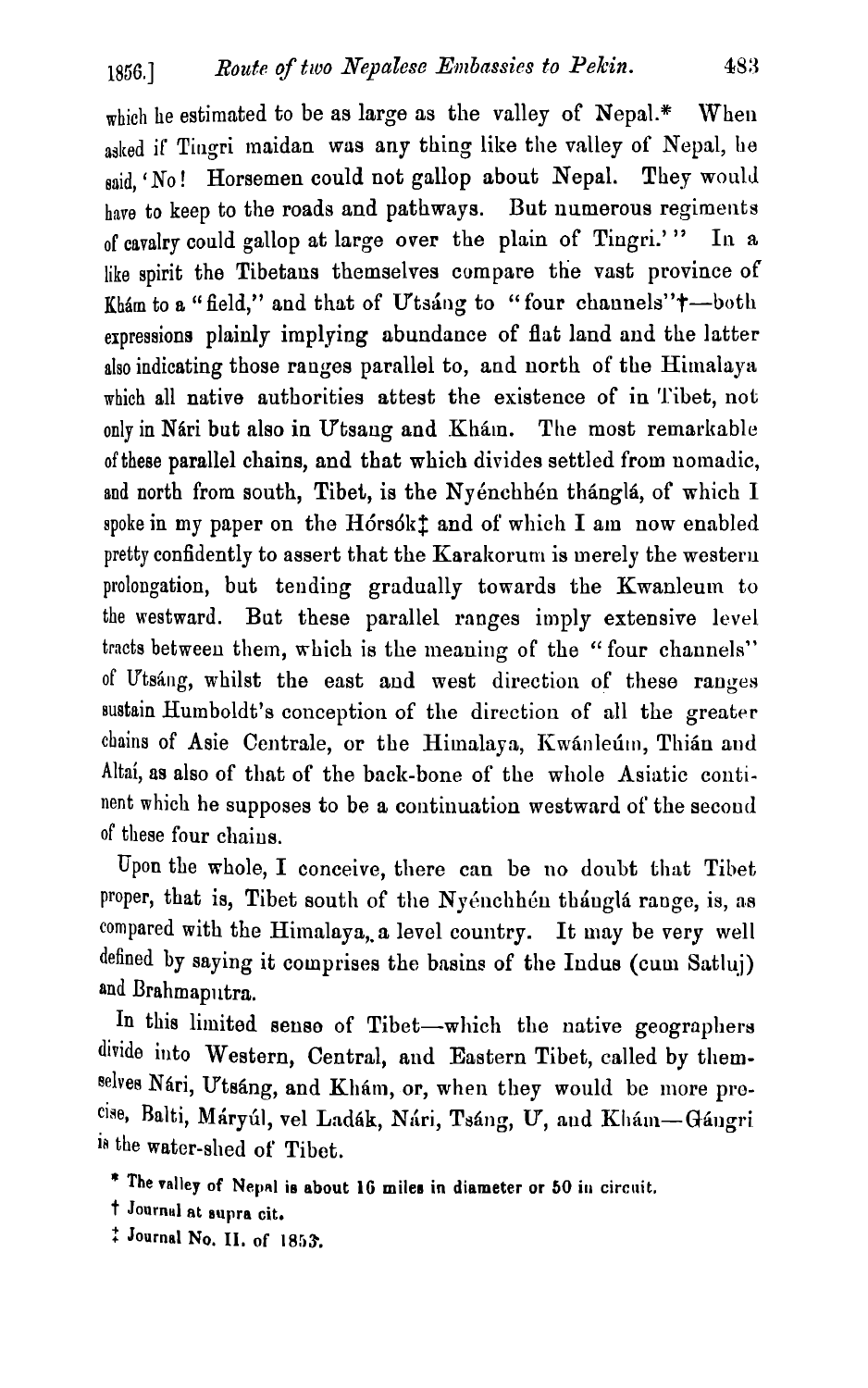which he estimated to be as large as the valley of Nepal.* When asked if Tingri maidan was any thing like the valley of Nepal, he said, 'No! Horsemen could not gallop about Nepal. They would have to keep to the roads and pathways. But numerous regiments of cavalry could gallop at large over the plain of Tingri.'" In a like spirit the Tibetans themselves compare the vast province of Khám to a "field," and that of Utsáng to "four channels"†—both expressions plainly implying abundance of flat land and the latter also indicating those ranges parallel to, and north of the Himalaya which all native authorities attest the existence of in Tibet, not only in Nári but also in Utsang and Khám. The most remarkable of these parallel chains, and that which divides settled from nomadic, and north from south, Tibet, is the Nyénchhén thánglá, of which I spoke in my paper on the Hórsók‡ and of which I am now enabled pretty confidently to assert that the Karakorum is merely the western prolongation, but tending gradually towards the Kwanleum to the westward. But these parallel ranges imply extensive level tracts between them, which is the meaning of the "four channels" of Utsáng, whilst the east and west direction of these ranges sustain Humboldt's conception of the direction of all the greater chains of Asie Centrale, or the Himalaya, Kwánleúm, Thián and Altaí, as also of that of the back-bone of the whole Asiatic continent which he supposes to be a continuation westward of the second of these four chains.

Upon the whole, I conceive, there can be no doubt that Tibet proper, that is, Tibet south of the Nyénchhén thánglá range, is, as compared with the Himalaya, a level country. It may be very well defined by saying it comprises the basins of the Indus (cum Satluj) and Brahmaputra.

In this limited sense of Tibet—which the native geographers divide into Western, Central, and Eastern Tibet, called by themselves Nári, Utsáng, and Khám, or, when they would be more precise, Balti, Máryúl, vel Ladák, Nári, Tsáng, U, and Khám—Gángri is the water-shed of Tibet.

\* The valley of Nepal is about 16 miles in diameter or 50 in circuit.

† Journal at supra cit.

‡ Journal No. II. of 1853.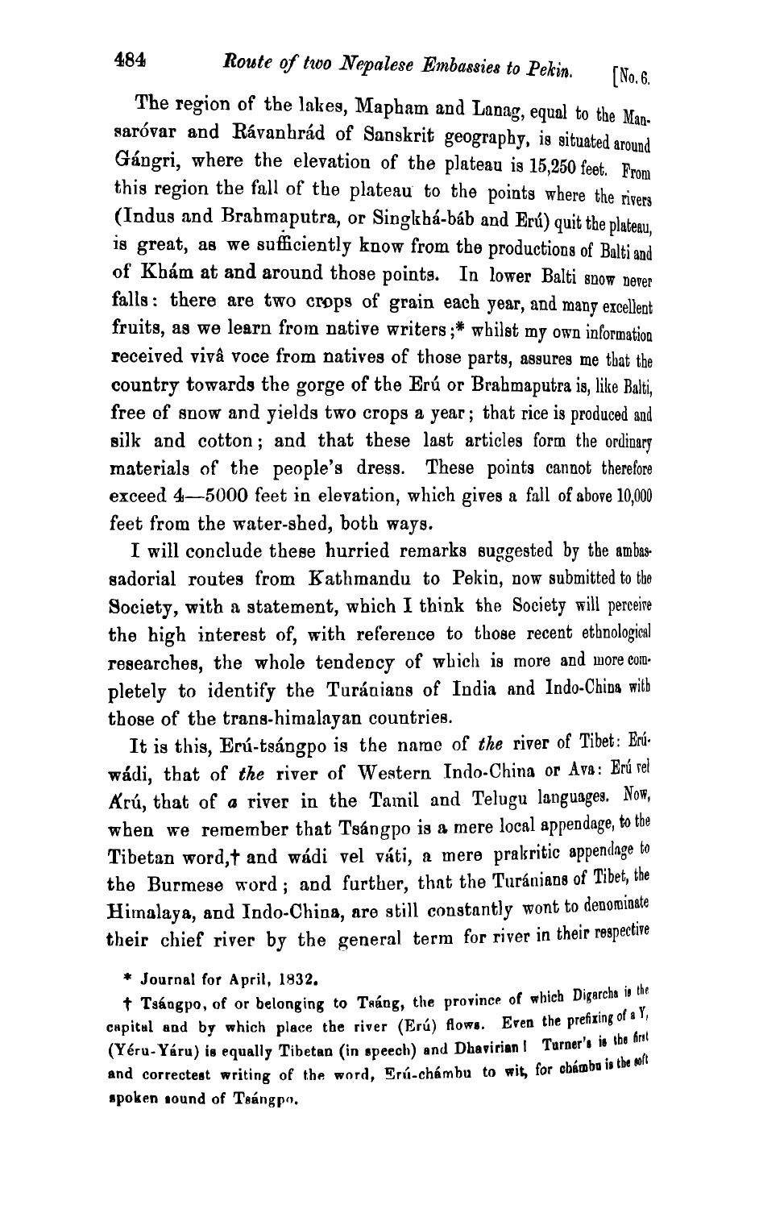The region of the lakes, Mapham and Lanag, equal to the Mansaróvar and Rávanhrád of Sanskrit geography, is situated around Gángri, where the elevation of the plateau is 15,250 feet. From this region the fall of the plateau to the points where the rivers (Indus and Brahmaputra, or Singkhá-báb and Erú) quit the plateau, is great, as we sufficiently know from the productions of Balti and of Khám at and around those points. In lower Balti snow never falls: there are two crops of grain each year, and many excellent fruits, as we learn from native writers;* whilst my own information received vivâ voce from natives of those parts, assures me that the country towards the gorge of the Erú or Brahmaputra is, like Balti, free of snow and yields two crops a year; that rice is produced and silk and cotton; and that these last articles form the ordinary materials of the people's dress. These points cannot therefore exceed 4—5000 feet in elevation, which gives a fall of above 10,000 feet from the water-shed, both ways.

I will conclude these hurried remarks suggested by the ambassadorial routes from Kathmandu to Pekin, now submitted to the Society, with a statement, which I think the Society will perceive the high interest of, with reference to those recent ethnological researches, the whole tendency of which is more and more completely to identify the Turánians of India and Indo-China with those of the trans-himalayan countries.

It is this, Erú-tsángpo is the name of *the* river of Tibet: Erúwádi, that of *the* river of Western Indo-China or Ava: Erú vel Árú, that of *a* river in the Tamil and Telugu languages. Now, when we remember that Tsángpo is a mere local appendage, to the Tibetan word,† and wádi vel váti, a mere prakritic appendage to the Burmese word; and further, that the Turánians of Tibet, the Himalaya, and Indo-China, are still constantly wont to denominate their chief river by the general term for river in their respective

\* Journal for April, 1832.

† Tsángpo, of or belonging to Tsáng, the province of which Digarcha is the capital and by which place the river (Erú) flows. Even the prefixing of a Y, (Yéru-Yáru) is equally Tibetan (in speech) and Dhavirian! Turner's is the first and correctest writing of the word, Erú-chámbu to wit, for chámbu is the soft spoken sound of Tsángpo.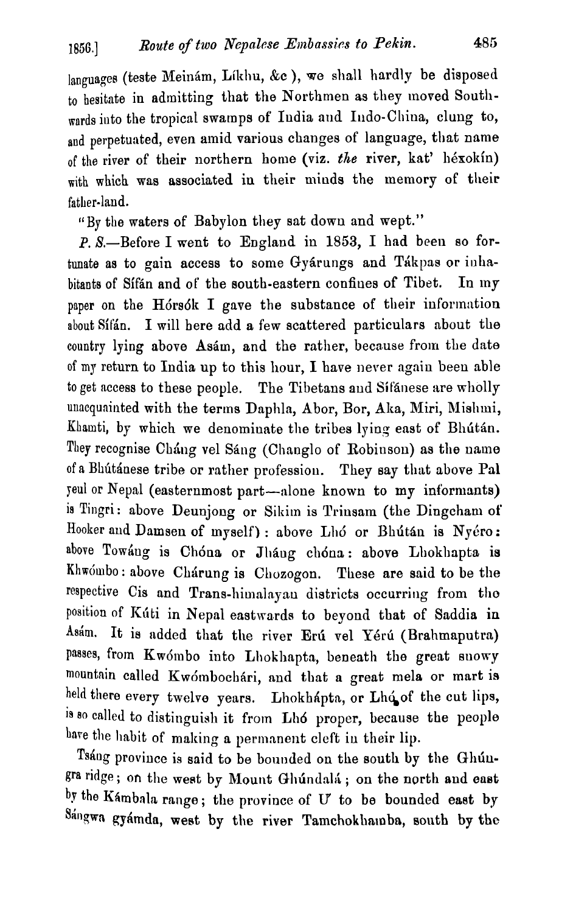languages (teste Meinám, Líkhu, &c), we shall hardly be disposed to hesitate in admitting that the Northmen as they moved Southwards into the tropical swamps of India and Indo-China, clung to, and perpetuated, even amid various changes of language, that name of the river of their northern home (viz. *the* river, kat' héxokín) with which was associated in their minds the memory of their father-land.

"By the waters of Babylon they sat down and wept."

*P. S.*—Before I went to England in 1853, I had been so fortunate as to gain access to some Gyárungs and Tákpas or inhabitants of Sífán and of the south-eastern confines of Tibet. In my paper on the Hórsók I gave the substance of their information about Sífán. I will here add a few scattered particulars about the country lying above Asám, and the rather, because from the date of my return to India up to this hour, I have never again been able to get access to these people. The Tibetans and Sífánese are wholly unacquainted with the terms Daphla, Abor, Bor, Aka, Miri, Mishmi, Khamti, by which we denominate the tribes lying east of Bhútán. They recognise Cháng vel Sáng (Changlo of Robinson) as the name of a Bhútánese tribe or rather profession. They say that above Pal yeul or Nepal (easternmost part—alone known to my informants) is Tingri: above Deunjong or Sikim is Trinsam (the Dingcham of Hooker and Damsen of myself): above Lhó or Bhútán is Nyéro: above Towáng is Chóna or Jháng chóna: above Lhokhapta is Khwómbo: above Chárung is Chozogon. These are said to be the respective Cis and Trans-himalayan districts occurring from the position of Kúti in Nepal eastwards to beyond that of Saddia in Asám. It is added that the river Erú vel Yérú (Brahmaputra) passes, from Kwómbo into Lhokhapta, beneath the great snowy mountain called Kwómbochári, and that a great mela or mart is held there every twelve years. Lhokhápta, or Lhó of the cut lips, is so called to distinguish it from Lhó proper, because the people have the habit of making a permanent cleft in their lip.

Tsáng province is said to be bounded on the south by the Ghúngra ridge; on the west by Mount Ghúndalá; on the north and east by the Kámbala range; the province of U' to be bounded east by Sángwa gyámda, west by the river Tamchokhamba, south by the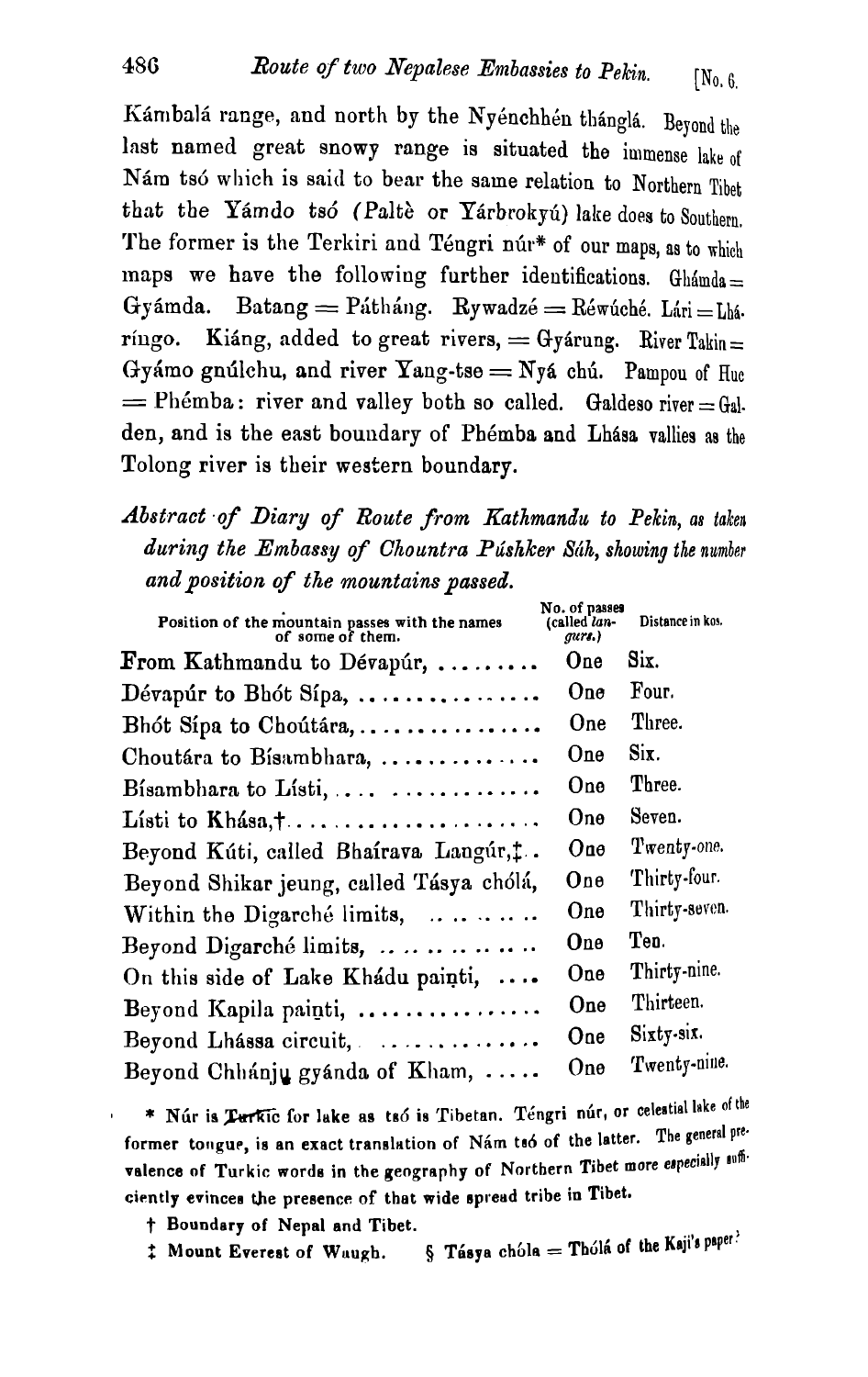Kámbalá range, and north by the Nyénchhén thánglá. Beyond the last named great snowy range is situated the immense lake of Nám tsó which is said to bear the same relation to Northern Tibet that the Yámdo tsó (Paltè or Yárbrokyú) lake does to Southern. The former is the Terkiri and Téngri núr* of our maps, as to which maps we have the following further identifications. Ghámda = Gyámda. Batang = Pátháng. Rywadzé = Réwúché. Lári = Lhá-ríngo. Kiáng, added to great rivers, = Gyárung. River Takin = Gyámo gnúlchu, and river Yang-tse = Nyá chú. Pampou of Huc = Phémba: river and valley both so called. Galdeso river = Galden, and is the east boundary of Phémba and Lhása vallies as the Tolong river is their western boundary.

*Abstract of Diary of Route from Kathmandu to Pekin, as taken during the Embassy of Chountra Púshker Sáh, showing the number and position of the mountains passed.*

| Position of the mountain passes with the names of some of them. | No. of passes (called *langurs.*) | Distance in kos. |
|---|---|---|
| From Kathmandu to Dévapúr, ......... | One | Six. |
| Dévapúr to Bhót Sípa, ................ | One | Four. |
| Bhót Sípa to Choútára, ................ | One | Three. |
| Choutára to Bísambhara, .............. | One | Six. |
| Bísambhara to Lísti, .... ............ | One | Three. |
| Lísti to Khása,† ..................... | One | Seven. |
| Beyond Kúti, called Bhaírava Langúr,‡ .. | One | Twenty-one. |
| Beyond Shikar jeung, called Tásya chólá, | One | Thirty-four. |
| Within the Digarché limits, .. .. .. .. .. | One | Thirty-seven. |
| Beyond Digarché limits, .. .. .. .. .. .. | One | Ten. |
| On this side of Lake Khádu painti, .... | One | Thirty-nine. |
| Beyond Kapila painti, ................ | One | Thirteen. |
| Beyond Lhássa circuit, .............. | One | Sixty-six. |
| Beyond Chhánju gyánda of Kham, ..... | One | Twenty-nine. |

\* Núr is Turkic for lake as tsó is Tibetan. Téngri núr, or celestial lake of the former tongue, is an exact translation of Nám tsó of the latter. The general prevalence of Turkic words in the geography of Northern Tibet more especially sufficiently evinces the presence of that wide spread tribe in Tibet.

† Boundary of Nepal and Tibet.

‡ Mount Everest of Waugh. § Tásya chóla = Thólá of the Kaji's paper.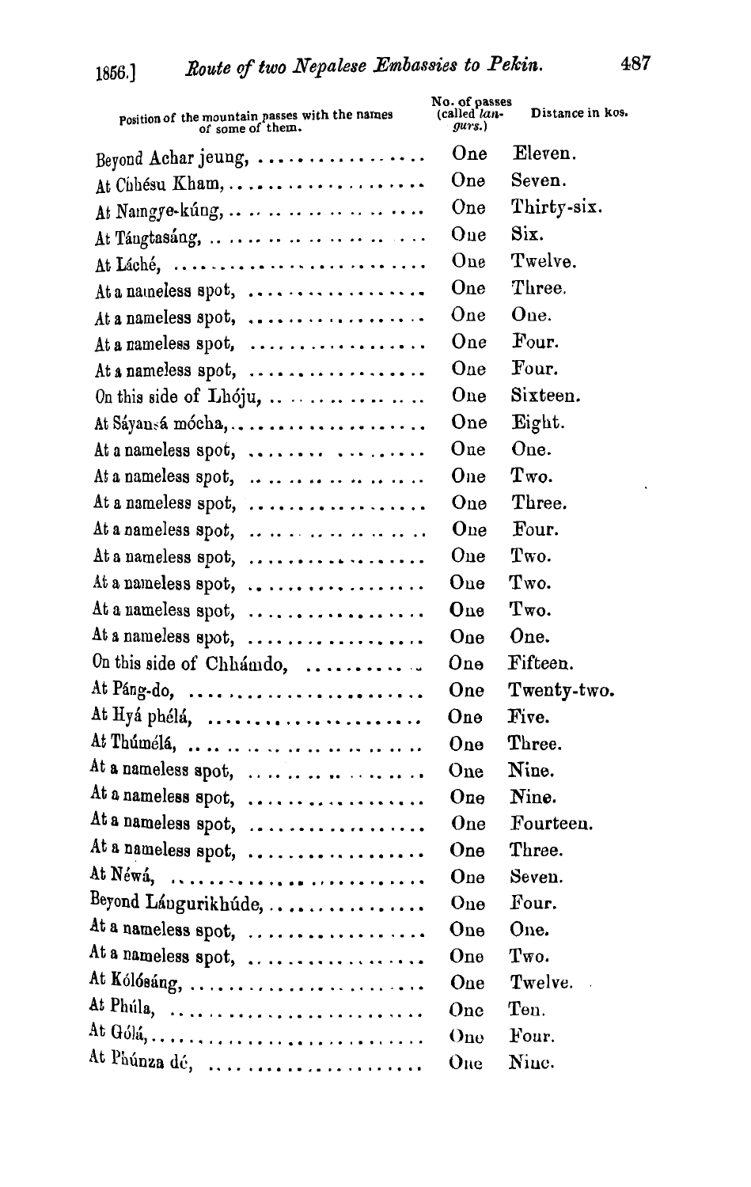| Position of the mountain passes with the names of some of them. | No. of passes (called *langurs.*) | Distance in kos. |
| --- | --- | --- |
| Beyond Achar jeung, | One | Eleven. |
| At Chhésu Kham, | One | Seven. |
| At Namgye-kúng, | One | Thirty-six. |
| At Tángtasáng, | One | Six. |
| At Láché, | One | Twelve. |
| At a nameless spot, | One | Three. |
| At a nameless spot, | One | One. |
| At a nameless spot, | One | Four. |
| At a nameless spot, | One | Four. |
| On this side of Lhóju, | One | Sixteen. |
| At Sáyansá mócha, | One | Eight. |
| At a nameless spot, | One | One. |
| At a nameless spot, | One | Two. |
| At a nameless spot, | One | Three. |
| At a nameless spot, | One | Four. |
| At a nameless spot, | One | Two. |
| At a nameless spot, | One | Two. |
| At a nameless spot, | One | Two. |
| At a nameless spot, | One | One. |
| On this side of Chhámdo, | One | Fifteen. |
| At Páng-do, | One | Twenty-two. |
| At Hyá phélá, | One | Five. |
| At Thúmélá, | One | Three. |
| At a nameless spot, | One | Nine. |
| At a nameless spot, | One | Nine. |
| At a nameless spot, | One | Fourteen. |
| At a nameless spot, | One | Three. |
| At Néwá, | One | Seven. |
| Beyond Lángurikhúde, | One | Four. |
| At a nameless spot, | One | One. |
| At a nameless spot, | One | Two. |
| At Kólósáng, | One | Twelve. |
| At Phúla, | One | Ten. |
| At Gólá, | One | Four. |
| At Phúnza dé, | One | Nine. |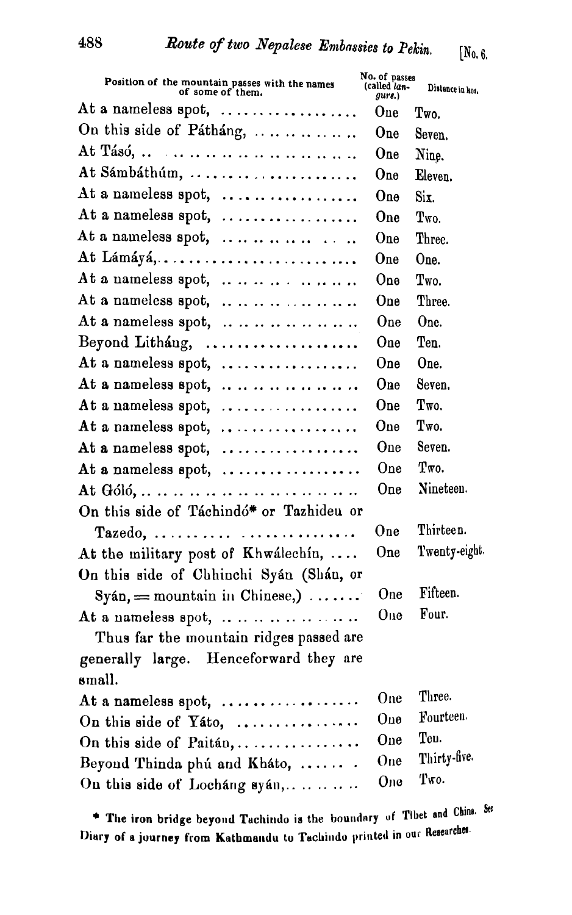| Position of the mountain passes with the names of some of them. | No. of passes (called *langure*.) | Distance in kos. |
|---|---|---|
| At a nameless spot, .................. | One | Two. |
| On this side of Pátháng, .............. | One | Seven. |
| At Tásó, .. .......................... | One | Nine. |
| At Sámbáthúm, ...................... | One | Eleven. |
| At a nameless spot, .................. | One | Six. |
| At a nameless spot, .................. | One | Two. |
| At a nameless spot, .................. | One | Three. |
| At Lámáyá, .......................... | One | One. |
| At a nameless spot, .................. | One | Two. |
| At a nameless spot, .................. | One | Three. |
| At a nameless spot, .................. | One | One. |
| Beyond Litháug, ...................... | One | Ten. |
| At a nameless spot, .................. | One | One. |
| At a nameless spot, .................. | One | Seven. |
| At a nameless spot, .................. | One | Two. |
| At a nameless spot, .................. | One | Two. |
| At a nameless spot, .................. | One | Seven. |
| At a nameless spot, .................. | One | Two. |
| At Góló, .............................. | One | Nineteen. |
| On this side of Táchindó* or Tazhideu or Tazedo, .......................... | One | Thirteen. |
| At the military post of Khwálechín, .... | One | Twenty-eight. |
| On this side of Chhinchi Syán (Shán, or Syán, = mountain in Chinese,) ....... | One | Fifteen. |
| At a nameless spot, .................. | One | Four. |
| Thus far the mountain ridges passed are generally large. Henceforward they are small. | | |
| At a nameless spot, .................. | One | Three. |
| On this side of Yáto, ................ | One | Fourteen. |
| On this side of Paitán, .............. | One | Ten. |
| Beyond Thinda phú and Kháto, ....... | One | Thirty-five. |
| On this side of Locháng syán, ......... | One | Two. |

\* The iron bridge beyond Tachindo is the boundary of Tibet and China. See Diary of a journey from Kathmandu to Tachindo printed in our Researches.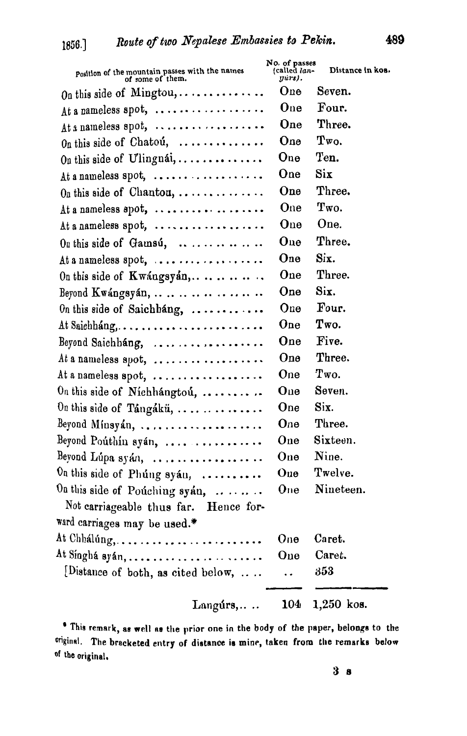| Position of the mountain passes with the names of some of them. | No. of passes (called *langúrs*). | Distance in kos. |
|---|---|---|
| On this side of Mingtou, . . . . . . . . . . . . . . | One | Seven. |
| At a nameless spot, . . . . . . . . . . . . . . . . . | One | Four. |
| At a nameless spot, . . . . . . . . . . . . . . . . . | One | Three. |
| On this side of Chatoú, . . . . . . . . . . . . . | One | Two. |
| On this side of Ulingnái, . . . . . . . . . . . . . | One | Ten. |
| At a nameless spot, . . . . . . . . . . . . . . . . . | One | Six |
| On this side of Chantou, . . . . . . . . . . . . . | One | Three. |
| At a nameless spot, . . . . . . . . . . . . . . . . . | One | Two. |
| At a nameless spot, . . . . . . . . . . . . . . . . . | One | One. |
| On this side of Gamsú, . . . . . . . . . . . . . | One | Three. |
| At a nameless spot, . . . . . . . . . . . . . . . . . | One | Six. |
| On this side of Kwángsyán, . . . . . . . . . . . | One | Three. |
| Beyond Kwángsyán, . . . . . . . . . . . . . . . . | One | Six. |
| On this side of Saichháng, . . . . . . . . . . . | One | Four. |
| At Saichháng, . . . . . . . . . . . . . . . . . . . . . | One | Two. |
| Beyond Saichháng, . . . . . . . . . . . . . . . . . | One | Five. |
| At a nameless spot, . . . . . . . . . . . . . . . . . | One | Three. |
| At a nameless spot, . . . . . . . . . . . . . . . . . | One | Two. |
| On this side of Níchhángtoú, . . . . . . . . . | One | Seven. |
| On this side of Tángákü, . . . . . . . . . . . . . | One | Six. |
| Beyond Mínsyán, . . . . . . . . . . . . . . . . . . . | One | Three. |
| Beyond Poúthín syán, . . . . . . . . . . . . . . . | One | Sixteen. |
| Beyond Lúpa syán, . . . . . . . . . . . . . . . . . | One | Nine. |
| On this side of Phúng syán, . . . . . . . . . . | One | Twelve. |
| On this side of Poúching syán, . . . . . . . . | One | Nineteen. |
| Not carriageable thus far. Hence forward carriages may be used.* | | |
| At Chhálúng, . . . . . . . . . . . . . . . . . . . . . . | One | Caret. |
| At Sínghá syán, . . . . . . . . . . . . . . . . . . . . | One | Caret. |
| [Distance of both, as cited below, . . . . | . . | 353 |
| Langúrs, . . . . | 104 | 1,250 kos. |

* This remark, as well as the prior one in the body of the paper, belongs to the original. The bracketed entry of distance is mine, taken from the remarks below of the original.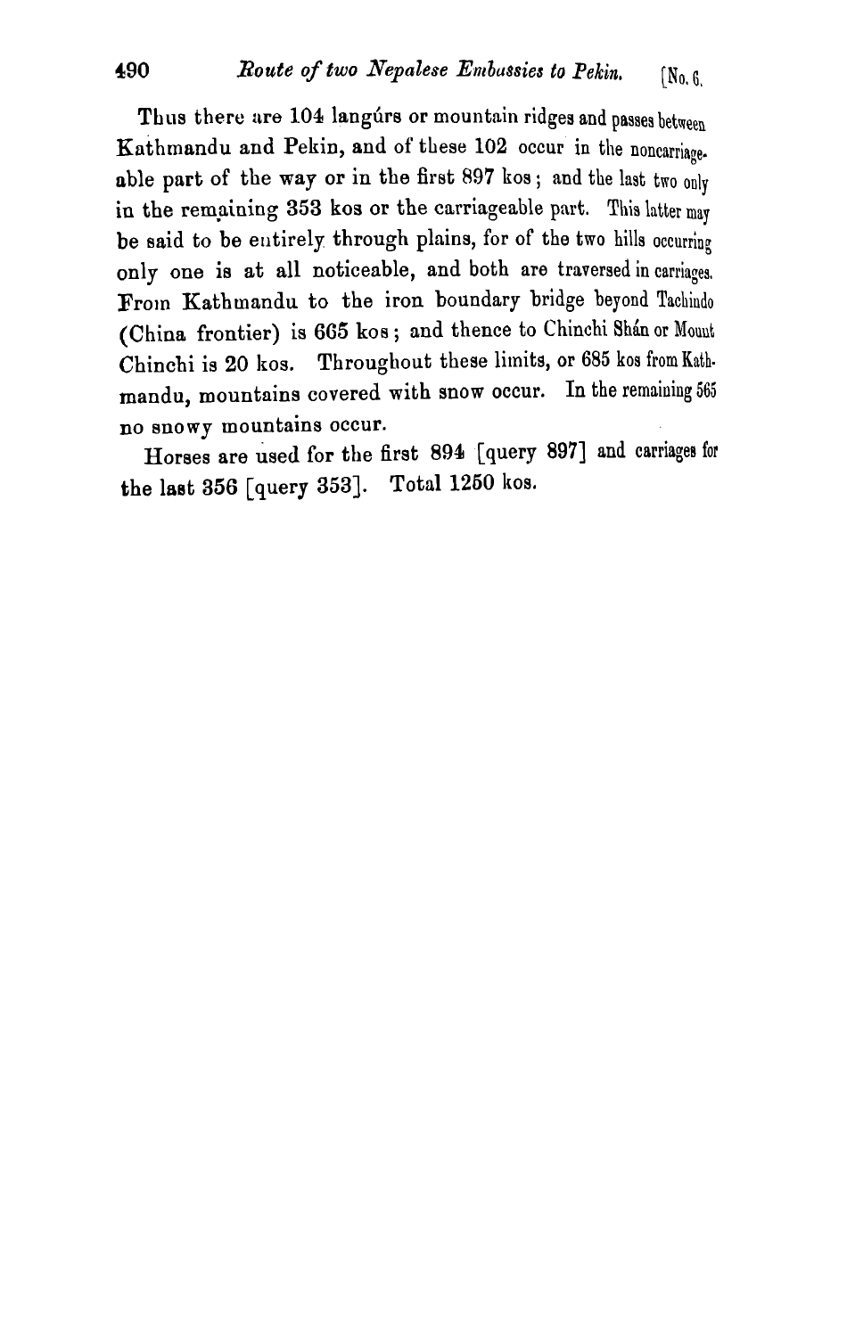Thus there are 104 langúrs or mountain ridges and passes between Kathmandu and Pekin, and of these 102 occur in the noncarriageable part of the way or in the first 897 kos; and the last two only in the remaining 353 kos or the carriageable part. This latter may be said to be entirely through plains, for of the two hills occurring only one is at all noticeable, and both are traversed in carriages. From Kathmandu to the iron boundary bridge beyond Tachindo (China frontier) is 665 kos; and thence to Chinchi Shán or Mount Chinchi is 20 kos. Throughout these limits, or 685 kos from Kathmandu, mountains covered with snow occur. In the remaining 565 no snowy mountains occur.

Horses are used for the first 894 [query 897] and carriages for the last 356 [query 353]. Total 1250 kos.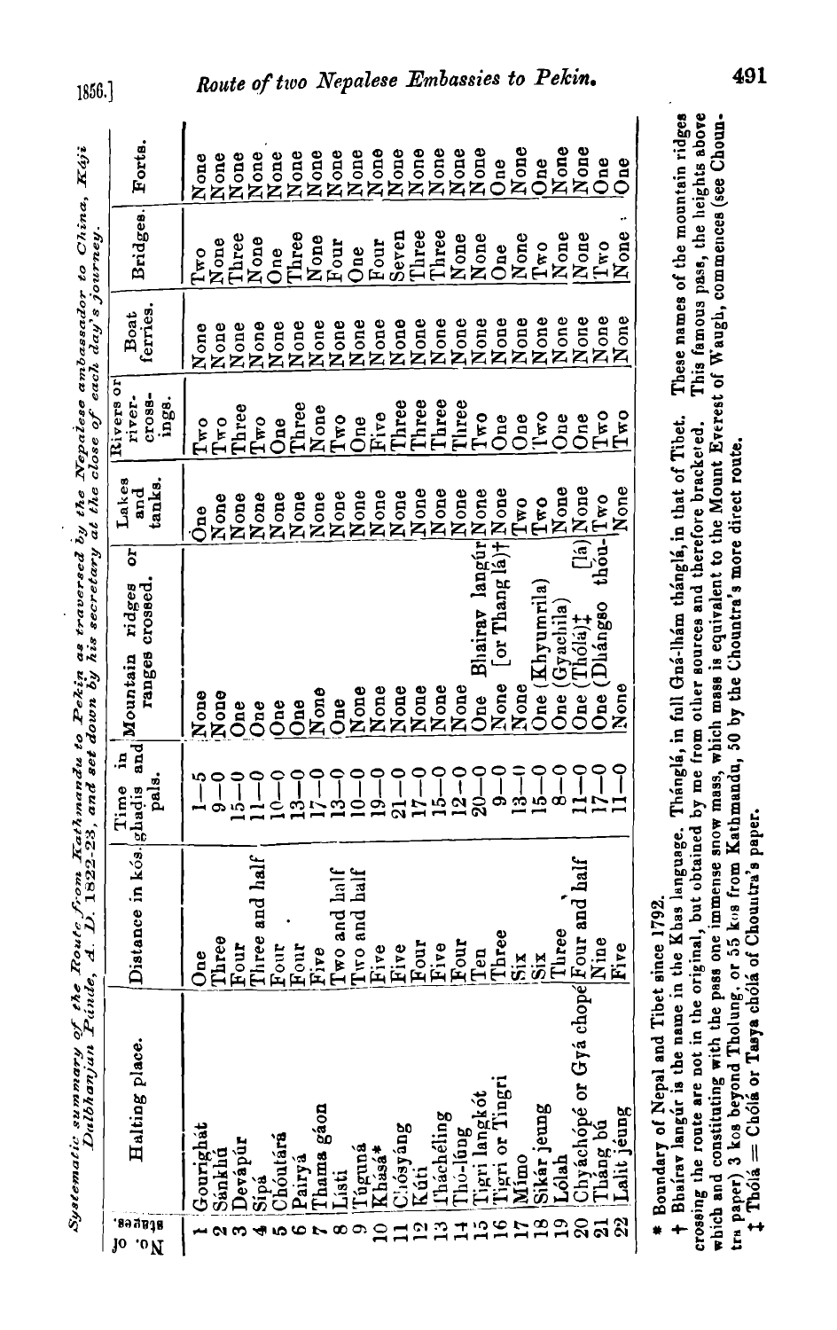*Systematic summary of the Route from Kathmandu to Pekin as traversed by the Nepalese ambassador to China, Kāji Dalbhanjun Pānde, A. D. 1822-23, and set down by his secretary at the close of each day's journey.*

| No. of stages. | Halting place. | Distance in kós. | Time in ghadis and pals. | Mountain ridges or ranges crossed. | Lakes and tanks. | Rivers or river-crossings. | Boat ferries. | Bridges. | Forts. |
|---|---|---|---|---|---|---|---|---|---|
| 1 | Gourighát | One | 1—5 | None | One | Two | None | Two | None |
| 2 | Sánkhú | Three | 9—0 | None | None | Two | None | None | None |
| 3 | Devápúr | Four | 15—0 | One | None | Three | None | Three | None |
| 4 | Sipá | Three and half | 11—0 | One | None | Two | None | None | None |
| 5 | Chóutárá | Four | 10—0 | One | None | One | None | One | None |
| 6 | Pairyá | Four | 13—0 | One | None | Three | None | Three | None |
| 7 | Thama gáon | Five | 17—0 | None | None | None | None | None | None |
| 8 | Listi | Two and half | 13—0 | One | None | Two | None | Four | None |
| 9 | Túguná | Two and half | 10—0 | None | None | One | None | One | None |
| 10 | Khasá* | Five | 19—0 | None | None | Five | None | Four | None |
| 11 | Chósyáng | Five | 21—0 | None | None | Three | None | Seven | None |
| 12 | Kúti | Four | 17—0 | None | None | Three | None | Three | None |
| 13 | Tháchéling | Five | 15—0 | None | None | Three | None | Three | None |
| 14 | Thó-lúng | Four | 12—0 | None | None | Three | None | None | None |
| 15 | Tigri langkót | Ten | 20—0 | One Bhairav langúr | None | Two | None | None | None |
| 16 | Tigri or Tingri | Three | 9—0 | None [or Thang lá]† | None | One | None | One | One |
| 17 | Mímo | Six | 13—0 | None | Two | One | None | None | None |
| 18 | Sikár jeung | Six | 15—0 | One (Khyumrila) | Two | Two | None | Two | One |
| 19 | Lólah | Three | 8—0 | One (Gyachila) | None | One | None | None | None |
| 20 | Chyáchópé or Gyá chopé | Four and half | 11—0 | One (Thólá)‡ [lá] | None | One | None | None | None |
| 21 | Tháng bú | Nine | 17—0 | One (Dhángso thóu- | Two | Two | None | Two | One |
| 22 | Lalit jéung | Five | 11—0 | None | None | Two | None | None | One |

\* Boundary of Nepal and Tibet since 1792.

† Bhairav langúr is the name in the Khas language. Thánglá, in full Gná-lhám thánglá, in that of Tibet. These names of the mountain ridges crossing the route are not in the original, but obtained by me from other sources and therefore bracketed. This famous pass, the heights above which and constituting with the pass one immense snow mass, which mass is equivalent to the Mount Everest of Waugh, commences (see Chountra paper) 3 kos beyond Tholung, or 55 kos from Kathmandu, 50 by the Chountra's more direct route.

‡ Thólá = Chólá or Tasya chólá of Chountra's paper.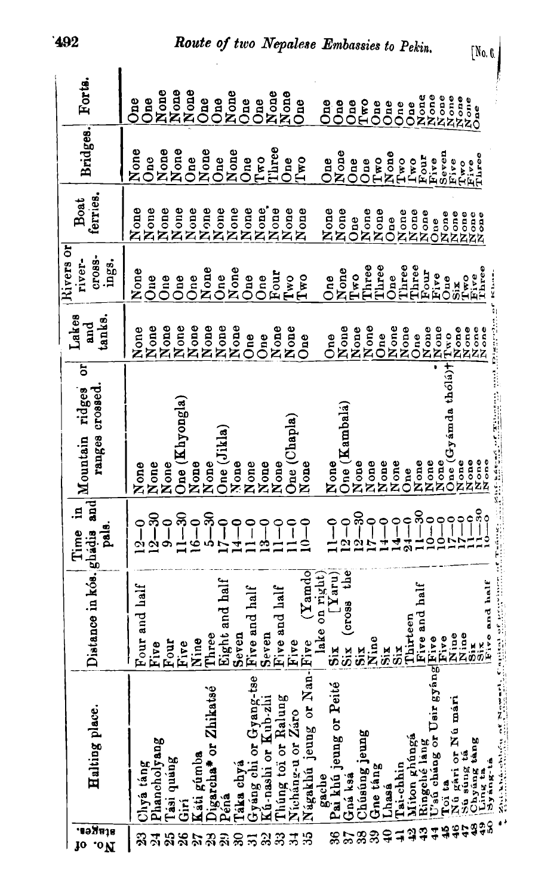| No. of stages. | Halting place. | Distance in kós. | Time in ghadis and pals. | Mountain ridges or ranges crossed. | Lakes and tanks. | Rivers or river-crossings. | Boat ferries. | Bridges. | Forts. |
|---|---|---|---|---|---|---|---|---|---|
| 23 | Chyá táng | Four and half | 12—0 | None | None | None | None | None | One |
| 24 | Phancholyang | Five | 12—30 | None | None | One | None | One | One |
| 25 | Tási quáng | Four | 9—0 | None | None | One | None | None | None |
| 26 | Girí | Five | 11—30 | One (Khyongla) | None | One | None | None | None |
| 27 | Káti gúmba | Nine | 16—0 | None | None | One | None | One | None |
| 28 | Digarcha* or Zhikatsé | Three | 5—30 | None | None | None | None | None | One |
| 29 | Péná | Eight and half | 17—0 | One (Jikla) | None | One | None | One | One |
| 30 | Táka chyá | Seven | 14—0 | None | None | None | None | None | None |
| 31 | Gyáng chi or Gyang-tse | Five and half | 11—0 | None | One | One | None | One | One |
| 32 | Kú-nashi or Kub-zhi | Seven | 13—0 | None | One | One | None | Two | One |
| 33 | Thúng toi or Ralung | Five and half | 11—0 | None | None | Four | None | Three | None |
| 34 | Nicháng-u or Záro | Five | 11—0 | One (Chapla) | None | Two | None | One | None |
| 35 | Nágakhú jeung or Nangache | Five (Yamdo lake on right) | 10—0 | None | One | Two | None | Two | One |
| 36 | Pai khú jeung or Peité | Six [Yaru] | 11—0 | None | One | One | None | One | One |
| 37 | Gná ksá | Six (cross the | 12—0 | One (Kambalá) | None | None | None | None | One |
| 38 | Chúsúng jeung | Six | 12—30 | None | None | Two | One | One | One |
| 39 | Gne táng | Nine | 17—0 | None | None | Three | None | One | Two |
| 40 | Lhasá | Six | 14—0 | None | One | Three | None | Two | One |
| 41 | Tai-chhin | Six | 14—0 | None | None | One | One | None | One |
| 42 | Miton ghúngá | Thirteen | 24—0 | One | None | Three | None | Two | One |
| 43 | Ringché láng | Five and half | 11—30 | None | One | Three | None | Two | One |
| 44 | U'sú cháng or Usir gyáng | Five | 10—0 | None | None | Four | None | Four | None |
| 45 | Toi ta | Five | 10—0 | None | None | Five | One | Five | None |
| 46 | Nú gári or Nú mári | Nine | 17—0 | One (Gyámda thólá)† | Two | One | One | Seven | None |
| 47 | Sú súng tá | Nine | 17—0 | None | None | Six | None | Five | None |
| 48 | Chyáng táng | Six | 11—30 | None | None | Two | None | Two | None |
| 49 | Ling ta | Six | 11—30 | None | None | Five | None | Five | None |
| 50 | Syáng-tá | Five and half | 10—0 | None | None | Three | None | Three | One |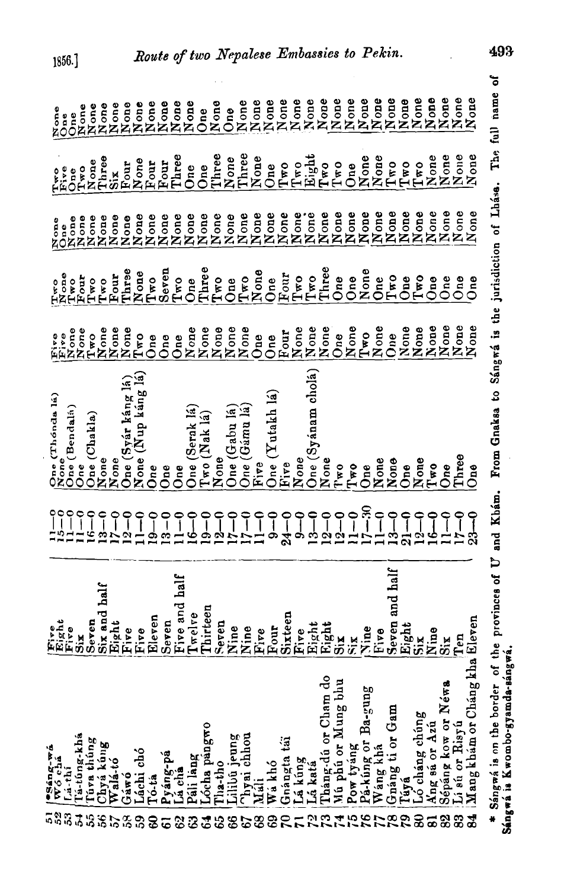| No. | Place | | | | | | | | |
|---|---|---|---|---|---|---|---|---|---|
| 51 | *Sáng-wá | Five | 11—0 | One (Thónda lá) | Five | Two | None | Two | None |
| 52 | Wó chá | Eight | 15—0 | None | Five | None | None | Five | One |
| 53 | Lá-thi | Five | 11—0 | One (Bendalá) | None | Two | None | One | One |
| 54 | Tá-túng-khá | Six | 16—0 | One | None | Four | None | Two | None |
| 55 | Túva thúng | Seven | 13—0 | One (Chakla) | Two | Two | None | None | None |
| 56 | Chyá kúng | Six and half | 17—0 | None | None | Two | None | Three | None |
| 57 | Walá-tó | Eight | 12—0 | One (Syár káng lá) | None | Four | None | Six | None |
| 58 | Gáwó | Five | 11—0 | None (Nup káng lá) | Two | Three | None | Four | None |
| 59 | Láchi chó | Five | 11—0 | One | One | None | None | None | None |
| 60 | Tó-tá | Eleven | 19—0 | One | One | Two | None | Four | None |
| 61 | Pyáng-pá | Seven | 13—0 | One | One | Seven | None | Four | None |
| 62 | Lá chá | Five and half | 11—0 | One | None | Two | None | Three | None |
| 63 | Páli láng | Twelve | 16—0 | One (Serak lá) | None | One | None | One | None |
| 64 | Lócha pángwo | Thirteen | 19—0 | Two (Nak lá) | None | Three | None | One | One |
| 65 | Tha-tho | Seven | 12—0 | None | None | Two | None | Three | None |
| 66 | Lilólú jeung | Nine | 17—0 | One (Gabu lá) | None | One | None | None | One |
| 67 | Chyai chhou | Nine | 17—0 | One (Gámu lá) | None | Two | None | Three | None |
| 68 | Máli | Five | 11—0 | Five | One | None | None | None | None |
| 69 | Wá khó | Four | 9—0 | One (Yutakh lá) | One | One | None | One | None |
| 70 | Gnángta tái | Sixteen | 24—0 | Five | Four | Four | None | Two | None |
| 71 | Lá kúng | Five | 9—0 | None | None | Two | None | Two | None |
| 72 | Lá katá | Eight | 13—0 | One (Syánam cholá) | None | Two | None | Eight | None |
| 73 | Tháng-dú or Cham do | Eight | 12—0 | None | None | Three | None | Two | None |
| 74 | Mú phú or Mung blu | Six | 12—0 | Two | One | One | None | Two | None |
| 75 | Pow tyáng | Six | 11—0 | Two | None | One | None | One | None |
| 76 | Pá-kúng or Ba-gung | Nine | 17—30 | One | Two | None | None | None | None |
| 77 | Wáng khá | Five | 11—0 | None | None | One | None | None | None |
| 78 | Gnáng ti or Gam | Seven and half | 13—0 | None | One | Two | None | Two | None |
| 79 | Táyá | Eight | 21—0 | One | None | One | None | Two | None |
| 80 | Ló cháng chúng | Six | 12—0 | None | None | Two | None | Two | None |
| 81 | Áng sá or Azú | Nine | 16—0 | Two | None | One | None | None | None |
| 82 | Sépáng kow or Néwa | Six | 11—0 | One | None | One | None | None | None |
| 83 | Li sú or Risyú | Ten | 17—0 | Three | None | One | None | None | None |
| 84 | Mang khám or Cháng kha | Eleven | 23—0 | One | None | One | None | None | None |

* Sángwá is on the border of the provinces of U and Khám. From Gnaksa to Sángwá is the jurisdiction of Lhása. The full name of Sángwá is Kwombo-gyamda-sángwá.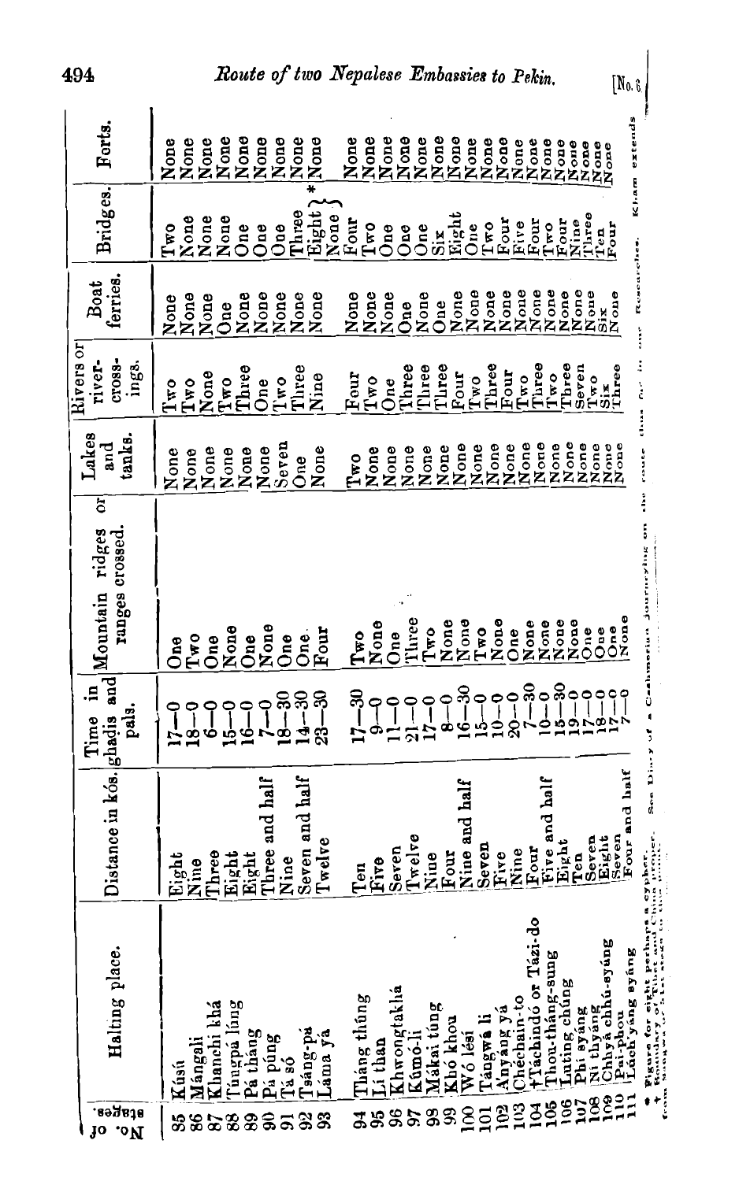| No. of stages. | Halting place. | Distance in kós. | Time in ghadis and pals. | Mountain ridges or ranges crossed. | Lakes and tanks. | Rivers or river-crossings. | Boat ferries. | Bridges. | Forts. |
|---|---|---|---|---|---|---|---|---|---|
| 85 | Kúsú | Eight | 17—0 | One | None | Two | None | Two | None |
| 86 | Mángali | Nine | 18—0 | Two | None | Two | None | None | None |
| 87 | Khanchi khá | Three | 6—0 | One | None | None | None | None | None |
| 88 | Túngpá lúng | Eight | 15—0 | None | None | Two | One | None | None |
| 89 | Pá tháng | Eight | 16—0 | One | None | Three | None | One | None |
| 90 | Pá púng | Three and half | 7—0 | None | None | One | None | One | None |
| 91 | Tá só | Nine | 18—30 | One | Seven | Two | None | One | None |
| 92 | Tsáng-pá | Seven and half | 14—30 | One. | One | Three | None | Three | None |
| 93 | Lama yá | Twelve | 23—30 | Four | None | Nine | None | Eight } * None } | None |
| 94 | Tháng thúng | Ten | 17—30 | Two | Two | Four | None | Four | None |
| 95 | Li than | Five | 9—0 | None | None | Two | None | Two | None |
| 96 | Khwongtakhá | Seven | 11—0 | One | None | One | None | One | None |
| 97 | Kúmó-li | Twelve | 21—0 | Three | None | Three | One | One | None |
| 98 | Mákai túng | Nine | 17—0 | Two | None | Three | None | One | None |
| 99 | Khó khou | Four | 8—0 | None | None | Three | One | Six | None |
| 100 | Wó lési | Nine and half | 16—30 | None | None | Four | None | Eight | None |
| 101 | Tángwá li | Seven | 15—0 | Two | None | Two | None | One | None |
| 102 | Ányáng yá | Five | 10—0 | None | None | Three | None | Two | None |
| 103 | Chechain-to | Nine | 20—0 | One | None | Four | None | Four | None |
| 104 | †Táchindó or Tázi-do | Four | 7—30 | None | None | Two | None | Five | None |
| 105 | Thou-tháng-sung | Five and half | 10—0 | None | None | Three | None | Four | None |
| 106 | Luting chúng | Eight | 15—30 | None | None | Two | None | Two | None |
| 107 | Phi syáng | Ten | 19—0 | None | None | Three | None | Four | None |
| 108 | Ni thyáng | Seven | 17—0 | One | None | Seven | None | Nine | None |
| 109 | Chhyá chhú-syáng | Eight | 18—0 | One | None | Two | None | Three | None |
| 110 | Pat-phou | Seven | 17—0 | One | None | Six | Six | Ten | None |
| 111 | Láchyáng syáng | Four and half | 7—0 | None | None | Three | None | Four | None |

\* Figure for eight perhaps a cypher. See Diary of a Cashmerian journeying on the route thus far in our Researches.

† Boundary of Tibet and China proper. Kham extends from ... to this stage ...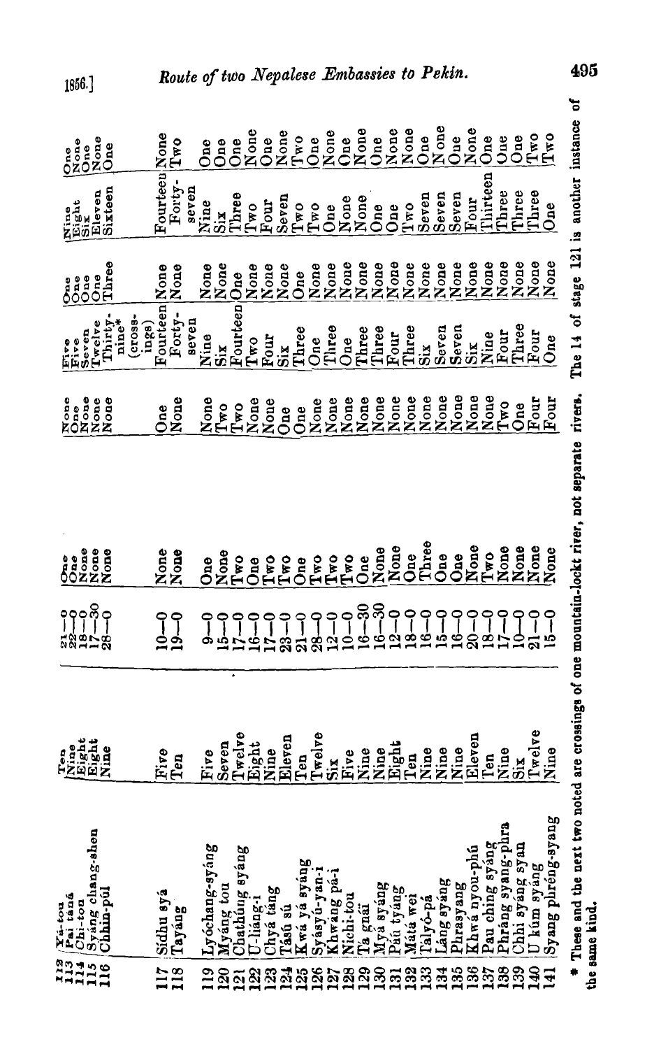| | | | | | | | | | |
|---|---|---|---|---|---|---|---|---|---|
| 112 | Yá-tou | Ten | 21—0 | One | None | Five | One | Nine | One |
| 113 | Pai tańá | Nine | 22—0 | One | One | Five | One | Eight | None |
| 114 | Chi-tou | Eight | 18—0 | None | None | Seven | One | Six | One |
| 115 | Syáng chang-shen | Eight | 17—30 | None | None | Twelve | One | Eleven | None |
| 116 | Chhin-púl | Nine | 28—0 | None | None | Thirty-nine* (crossings) | Three | Sixteen | One |
| 117 | Sidhu syá | Five | 10—0 | None | One | Fourteen | None | Fourteen | None |
| 118 | Tayáng | Ten | 19—0 | None | None | Forty-seven | None | Forty-seven | Two |
| 119 | Lyóchang-syáng | Five | 9—0 | One | None | Nine | None | Nine | One |
| 120 | Myáng tou | Seven | 15—0 | None | Two | Six | None | Six | One |
| 121 | Chathúng syáng | Twelve | 17—0 | Two | Two | Fourteen | One | Three | One |
| 122 | U-liáng-i | Eight | 16—0 | One | None | Two | None | Two | None |
| 123 | Chyá táng | Nine | 17—0 | Two | None | Four | None | Four | One |
| 124 | Tású sú | Eleven | 23—0 | Two | One | Six | None | Seven | None |
| 125 | Kwá yá syáng | Ten | 21—0 | One | One | Three | One | Two | Two |
| 126 | Syásyú-yan-i | Twelve | 28—0 | Two | None | One | None | Two | One |
| 127 | Khwáng pá-i | Six | 12—0 | Two | None | Three | None | One | None |
| 128 | Nichi-tou | Five | 10—0 | Two | None | One | None | None | One |
| 129 | Tá gnái | Nine | 16—30 | One | None | Three | None | None | None |
| 130 | Myá syáng | Nine | 16—30 | None | None | Three | None | One | One |
| 131 | Páu tyáng | Eight | 12—0 | None | None | Four | None | One | None |
| 132 | Mátá wei | Ten | 18—0 | One | None | Three | None | Two | None |
| 133 | Talyó-pá | Nine | 16—0 | Three | None | Six | None | Seven | One |
| 134 | Láng syáng | Nine | 15—0 | One | None | Seven | None | Seven | None |
| 135 | Phrasyang | Nine | 16—0 | One | None | Seven | None | Seven | One |
| 136 | Khwá nyou-phú | Eleven | 20—0 | None | None | Six | None | Four | None |
| 137 | Pau ching syáng | Ten | 18—0 | Two | None | Nine | None | Thirteen | One |
| 138 | Phráng syang-phra | Nine | 17—0 | None | Two | Four | None | Three | One |
| 139 | Chhi syáng syan | Six | 10—0 | None | One | Three | None | Three | One |
| 140 | U kúm syáng | Twelve | 21—0 | None | Four | Four | None | Three | Two |
| 141 | Syang phréng-syang | Nine | 15—0 | None | Four | One | None | One | Two |

\* These and the next two noted are crossings of one mountain-lockt river, not separate rivers. The 14 of stage 121 is another instance of the same kind.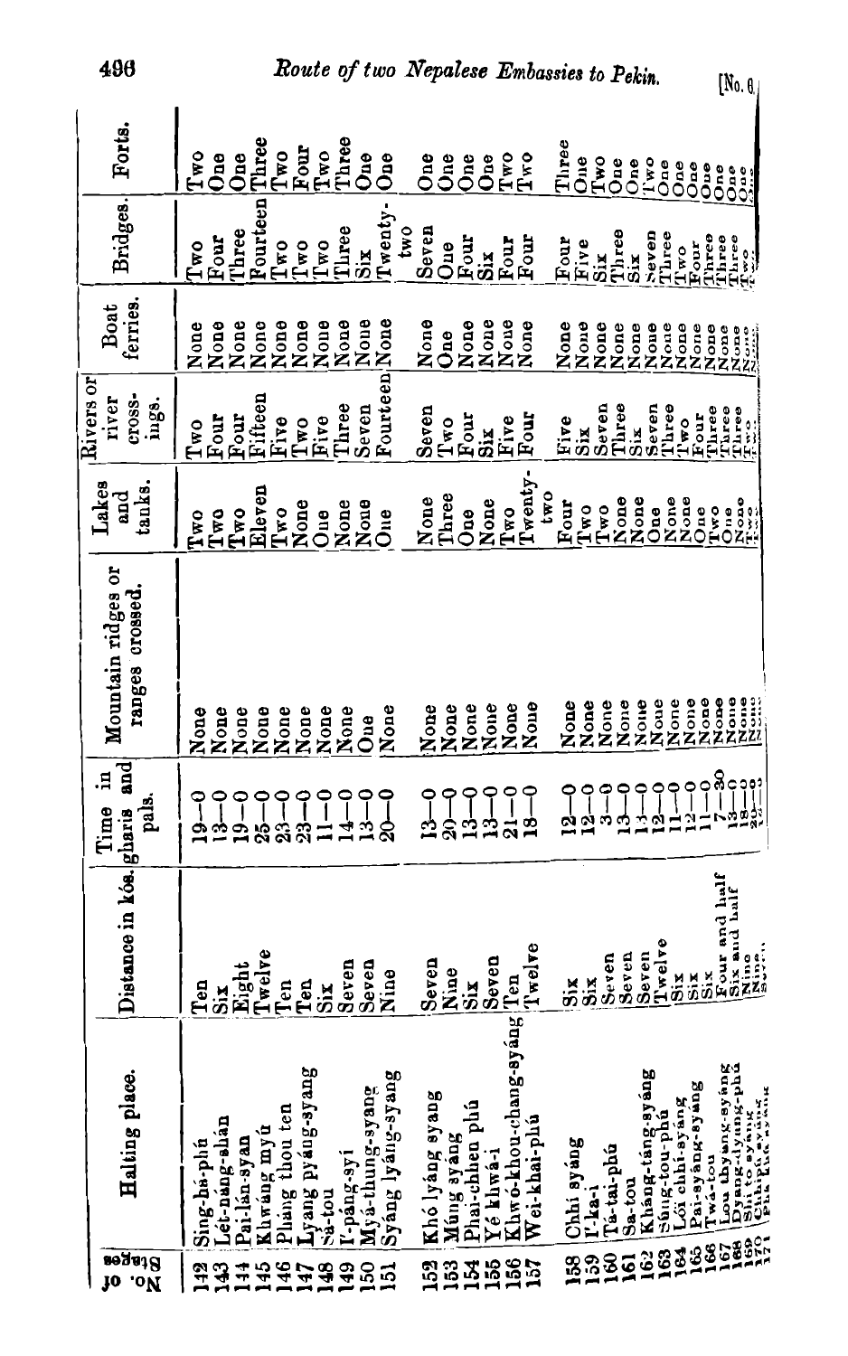| No. of Stages | Halting place. | Distance in kós. | Time in gharis and pals. | Mountain ridges or ranges crossed. | Lakes and tanks. | Rivers or river crossings. | Boat ferries. | Bridges. | Forts. |
|---|---|---|---|---|---|---|---|---|---|
| 142 | Sing-há-phú | Ten | 19—0 | None | Two | Two | None | Two | Two |
| 143 | Lét-náng-shán | Six | 13—0 | None | Two | Four | None | Four | One |
| 144 | Pai-lán-syan | Eight | 19—0 | None | Two | Four | None | Three | One |
| 145 | Khwáng myú | Twelve | 25—0 | None | Eleven | Fifteen | None | Fourteen | Three |
| 146 | Pháng thou ten | Ten | 23—0 | None | Two | Five | None | Two | Two |
| 147 | Lyang pyáng-syang | Ten | 23—0 | None | None | Two | None | Two | Four |
| 148 | Sá-tou | Six | 11—0 | None | One | Five | None | Two | Two |
| 149 | I'-páng-syi | Seven | 14—0 | None | None | Three | None | Three | Three |
| 150 | Myá-thung-syang | Seven | 13—0 | One | None | Seven | None | Six | One |
| 151 | Syáng lyáng-syang | Nine | 20—0 | None | One | Fourteen | None | Twenty-two | One |
| 152 | Khó lyáng syang | Seven | 13—0 | None | None | Seven | None | Seven | One |
| 153 | Múng syáng | Nine | 20—0 | None | Three | Two | One | One | One |
| 154 | Phai-chhen phú | Six | 13—0 | None | One | Four | None | Four | One |
| 155 | Yé khwá-i | Seven | 13—0 | None | None | Six | None | Six | One |
| 156 | Khwó-khou-chang-syáng | Ten | 21—0 | None | Two | Five | None | Four | Two |
| 157 | Wei-khai-phú | Twelve | 18—0 | None | Twenty-two | Four | None | Four | Two |
| 158 | Chhi syáng | Six | 12—0 | None | Four | Five | None | Four | Three |
| 159 | I'-ka-i | Six | 12—0 | None | Two | Six | None | Five | One |
| 160 | Tá-tai-phú | Seven | 3—0 | None | Two | Seven | None | Six | Two |
| 161 | Sa-tou | Seven | 13—0 | None | None | Three | None | Three | One |
| 162 | Khang-táng-syáng | Seven | 13—0 | None | None | Six | None | Six | One |
| 163 | Súng-tou-phú | Twelve | 12—0 | None | One | Seven | None | Seven | Two |
| 164 | Löi chhi-syáng | Six | 11—0 | None | None | Three | None | Three | One |
| 165 | Pai-syáng-syang | Six | 12—0 | None | None | Two | None | Two | One |
| 166 | Twá-tou | Six | 11—0 | None | One | Four | None | Four | One |
| 167 | Lou thyang-syáng | Four and half | 7—30 | None | Two | Three | None | Three | One |
| 168 | Dyang-dyang-phú | Six and half | 13—0 | None | One | Three | None | Three | One |
| 169 | Shi to syáng | Nine | 18—0 | None | None | Three | None | Three | One |
| 170 | … | Nine | 20—0 | None | Two | Two | None | Two | One |
| 171 | Phú … | Seven | … | … | … | … | … | … | … |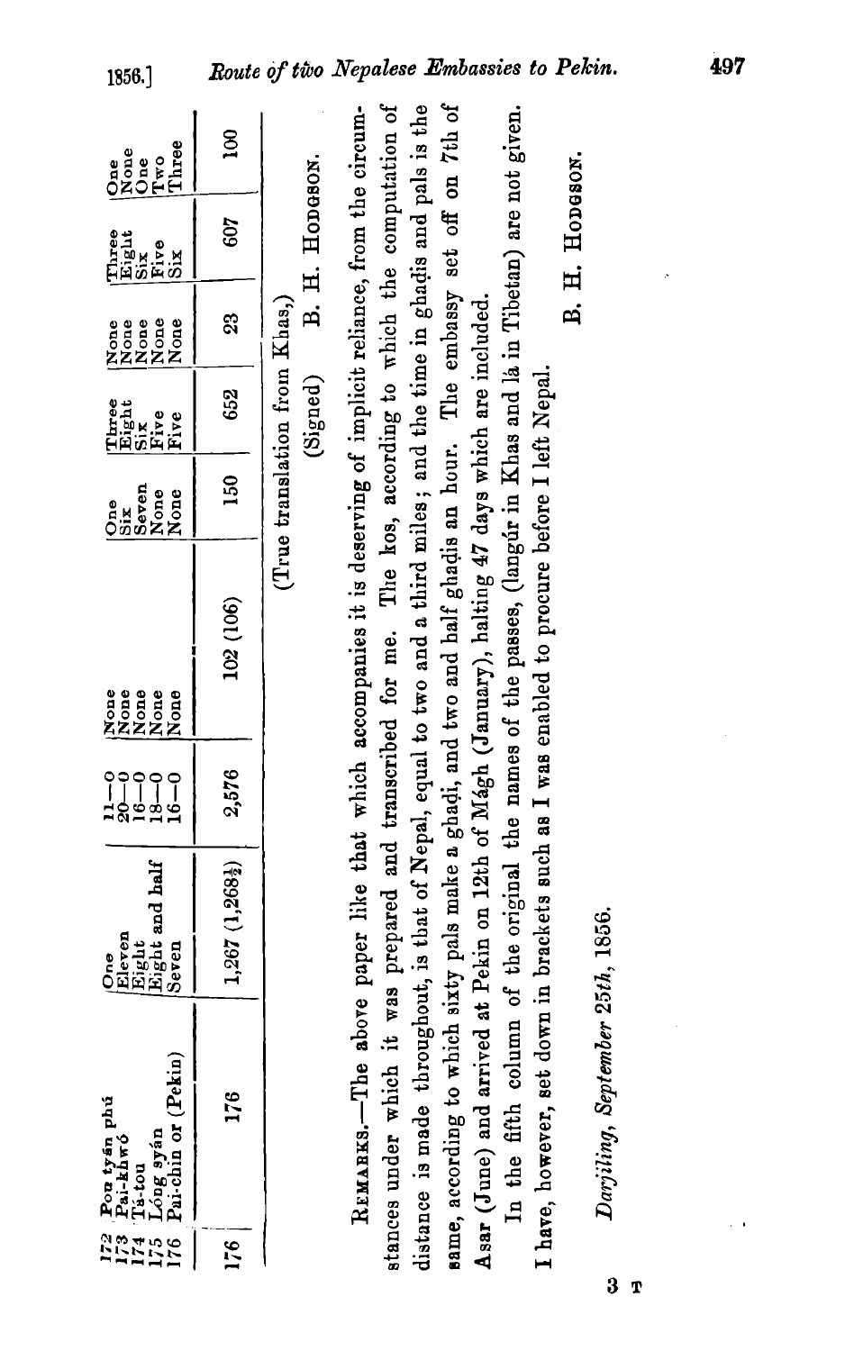| | | | | | | | | | | | |
|---|---|---|---|---|---|---|---|---|---|---|---|
| 172 | Pou tyán phú | One | 11—0 | None | | One | Three | None | Three | One |
| 173 | Pai-khwó | Eleven | 20—0 | None | | Six | Eight | None | Eight | None |
| 174 | Tá-tou | Eight | 16—0 | None | | Seven | Six | None | Six | One |
| 175 | Lóng syán | Eight and half | 18—0 | None | | None | Five | None | Five | Two |
| 176 | Pai-chin or (Pekin) | Seven | 16—0 | None | | None | Five | None | Six | Three |
| 176 | 176 | 1,267 (1,268½) | 2,576 | | 102 (106) | 150 | 652 | 23 | 607 | 100 |

(True translation from Khas,)

(Signed) B. H. HODGSON.

REMARKS.—The above paper like that which accompanies it is deserving of implicit reliance, from the circumstances under which it was prepared and transcribed for me. The kos, according to which the computation of distance is made throughout, is that of Nepal, equal to two and a third miles; and the time in ghadis and pals is the same, according to which sixty pals make a ghaḍi, and two and half ghaḍis an hour. The embassy set off on 7th of Asar (June) and arrived at Pekin on 12th of Mágh (January), halting 47 days which are included.

In the fifth column of the original the names of the passes, (langúr in Khas and lá in Tibetan) are not given. I have, however, set down in brackets such as I was enabled to procure before I left Nepal.

B. H. HODGSON.

*Darjiling, September 25th*, 1856.